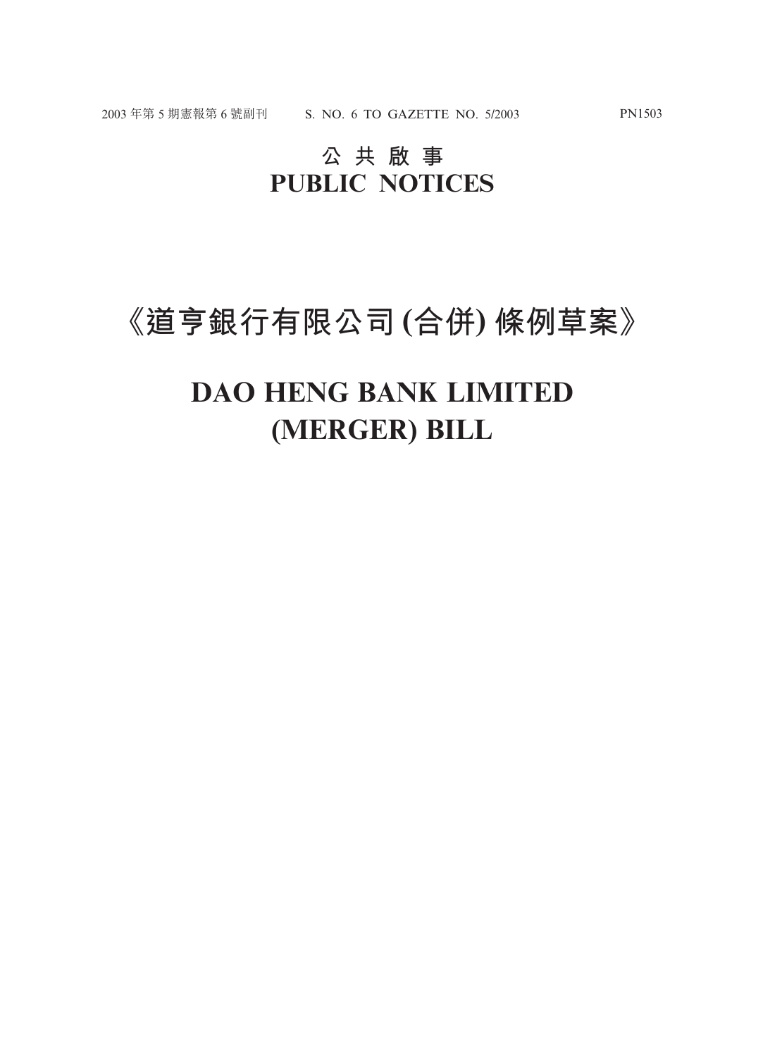# 公 共 啟 事
# PUBLIC NOTICES

# 《道亨銀行有限公司 (合併) 條例草案》

# DAO HENG BANK LIMITED (MERGER) BILL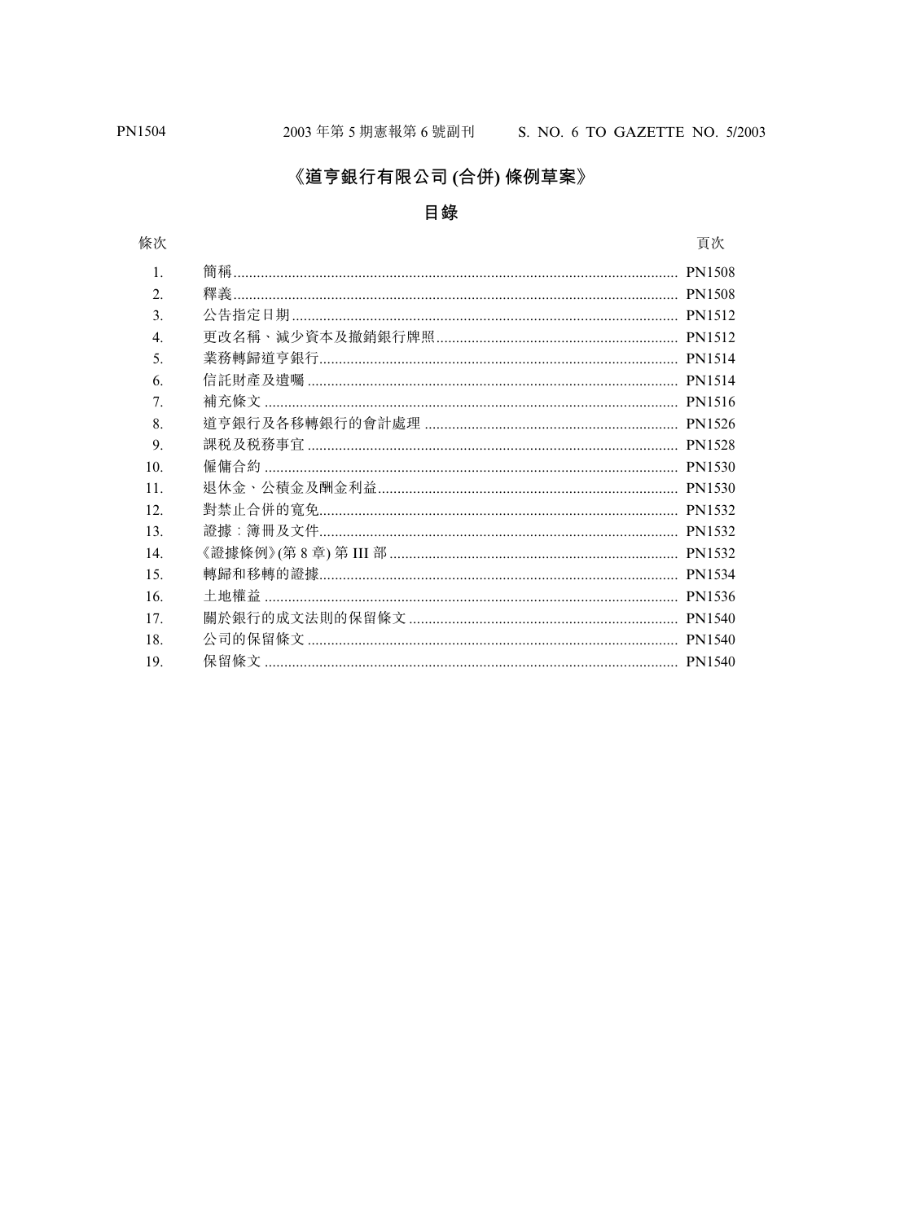# 《道亨銀行有限公司 (合併) 條例草案》

## 目錄

| 條次 | | 頁次 |
|---|---|---|
| 1. | 簡稱 | PN1508 |
| 2. | 釋義 | PN1508 |
| 3. | 公告指定日期 | PN1512 |
| 4. | 更改名稱、減少資本及撤銷銀行牌照 | PN1512 |
| 5. | 業務轉歸道亨銀行 | PN1514 |
| 6. | 信託財產及遺囑 | PN1514 |
| 7. | 補充條文 | PN1516 |
| 8. | 道亨銀行及各移轉銀行的會計處理 | PN1526 |
| 9. | 課稅及稅務事宜 | PN1528 |
| 10. | 僱傭合約 | PN1530 |
| 11. | 退休金、公積金及酬金利益 | PN1530 |
| 12. | 對禁止合併的寬免 | PN1532 |
| 13. | 證據：簿冊及文件 | PN1532 |
| 14. | 《證據條例》(第 8 章) 第 III 部 | PN1532 |
| 15. | 轉歸和移轉的證據 | PN1534 |
| 16. | 土地權益 | PN1536 |
| 17. | 關於銀行的成文法則的保留條文 | PN1540 |
| 18. | 公司的保留條文 | PN1540 |
| 19. | 保留條文 | PN1540 |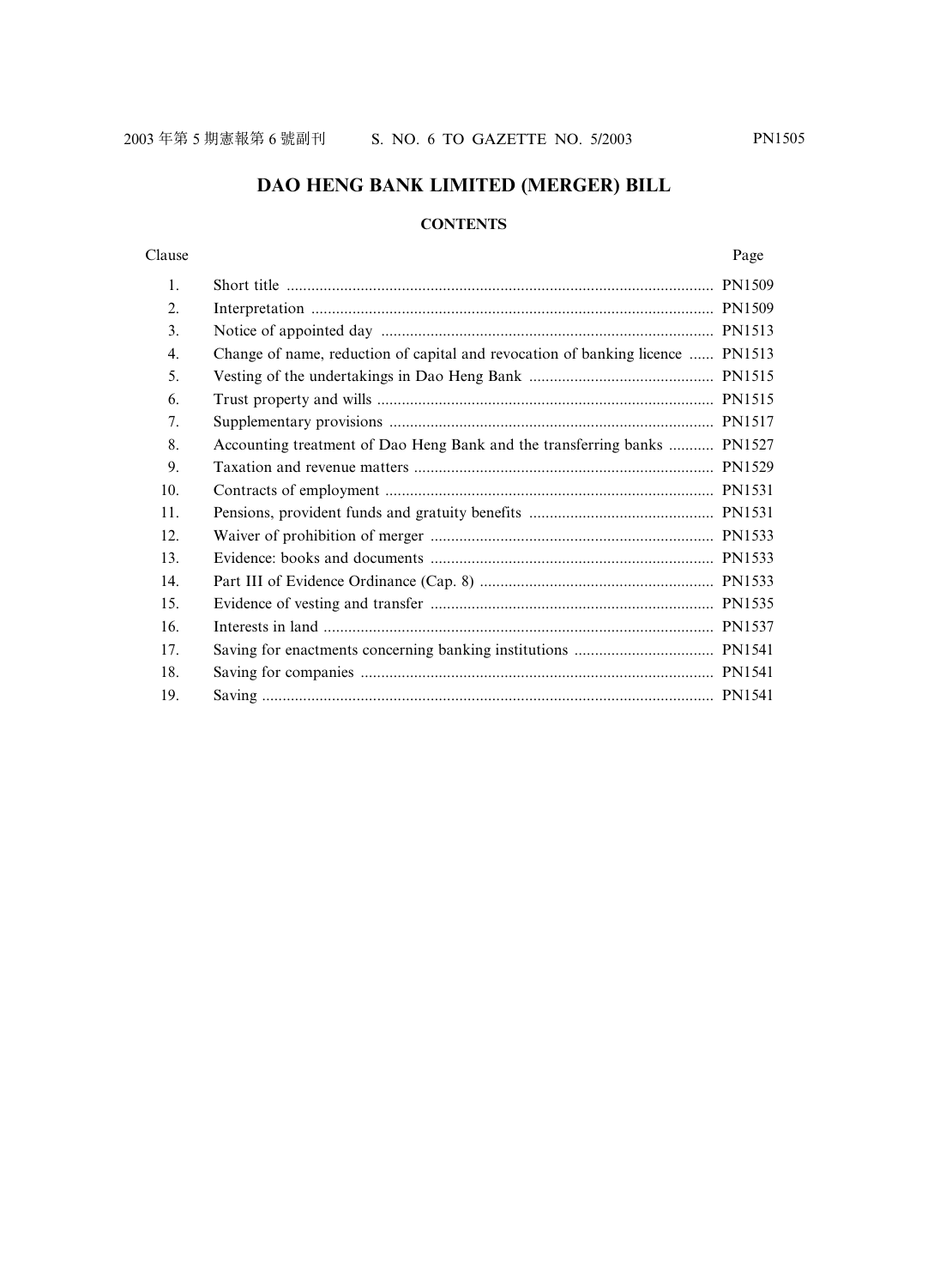# DAO HENG BANK LIMITED (MERGER) BILL

## CONTENTS

| Clause | | Page |
|---|---|---|
| 1. | Short title | PN1509 |
| 2. | Interpretation | PN1509 |
| 3. | Notice of appointed day | PN1513 |
| 4. | Change of name, reduction of capital and revocation of banking licence | PN1513 |
| 5. | Vesting of the undertakings in Dao Heng Bank | PN1515 |
| 6. | Trust property and wills | PN1515 |
| 7. | Supplementary provisions | PN1517 |
| 8. | Accounting treatment of Dao Heng Bank and the transferring banks | PN1527 |
| 9. | Taxation and revenue matters | PN1529 |
| 10. | Contracts of employment | PN1531 |
| 11. | Pensions, provident funds and gratuity benefits | PN1531 |
| 12. | Waiver of prohibition of merger | PN1533 |
| 13. | Evidence: books and documents | PN1533 |
| 14. | Part III of Evidence Ordinance (Cap. 8) | PN1533 |
| 15. | Evidence of vesting and transfer | PN1535 |
| 16. | Interests in land | PN1537 |
| 17. | Saving for enactments concerning banking institutions | PN1541 |
| 18. | Saving for companies | PN1541 |
| 19. | Saving | PN1541 |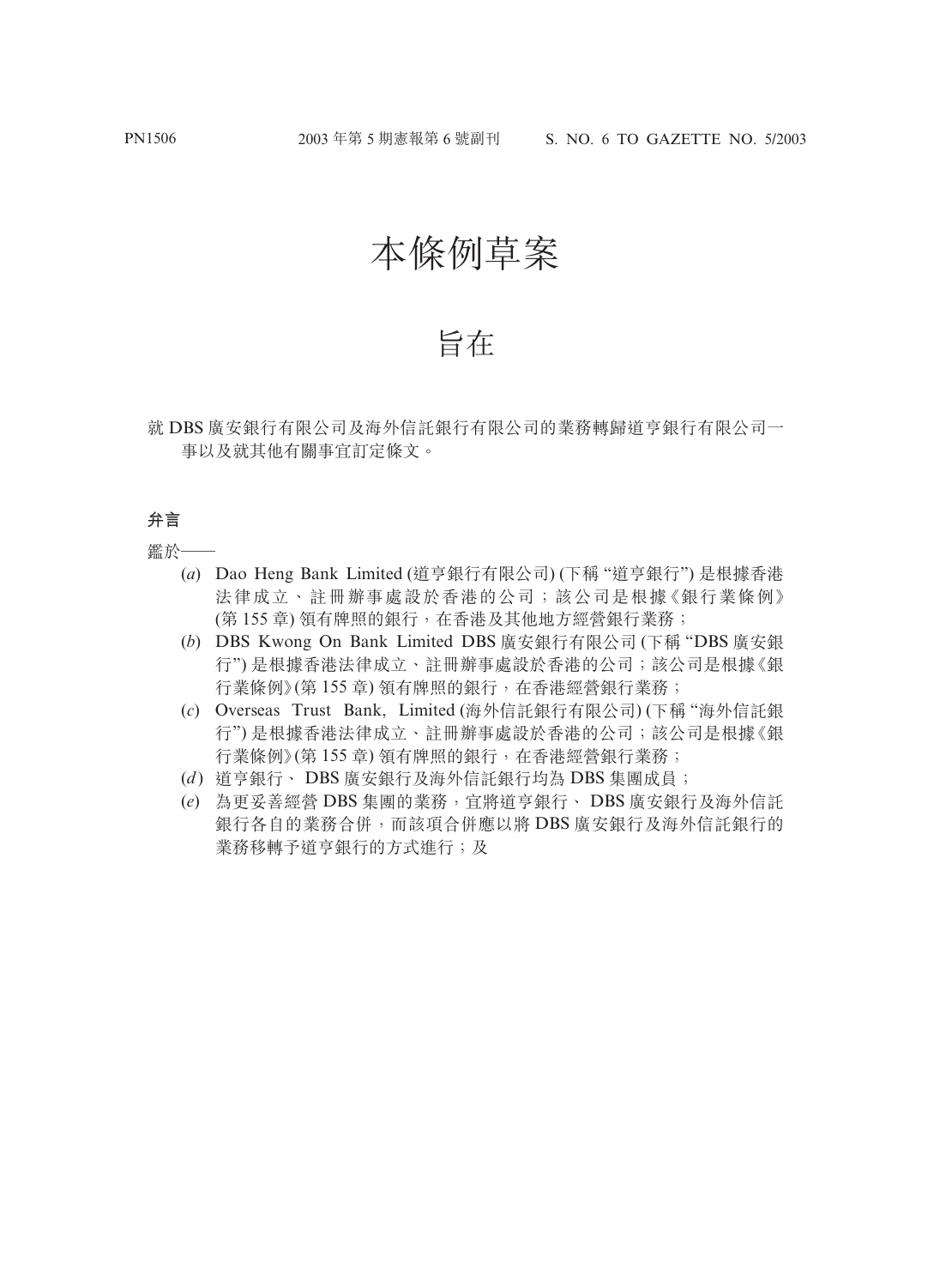# 本條例草案

## 旨在

就 DBS 廣安銀行有限公司及海外信託銀行有限公司的業務轉歸道亨銀行有限公司一事以及就其他有關事宜訂定條文。

### 弁言

鑑於——

(*a*) Dao Heng Bank Limited (道亨銀行有限公司) (下稱 "道亨銀行") 是根據香港法律成立、註冊辦事處設於香港的公司；該公司是根據《銀行業條例》(第 155 章) 領有牌照的銀行，在香港及其他地方經營銀行業務；

(*b*) DBS Kwong On Bank Limited DBS 廣安銀行有限公司 (下稱 "DBS 廣安銀行") 是根據香港法律成立、註冊辦事處設於香港的公司；該公司是根據《銀行業條例》(第 155 章) 領有牌照的銀行，在香港經營銀行業務；

(*c*) Overseas Trust Bank, Limited (海外信託銀行有限公司) (下稱 "海外信託銀行") 是根據香港法律成立、註冊辦事處設於香港的公司；該公司是根據《銀行業條例》(第 155 章) 領有牌照的銀行，在香港經營銀行業務；

(*d*) 道亨銀行、 DBS 廣安銀行及海外信託銀行均為 DBS 集團成員；

(*e*) 為更妥善經營 DBS 集團的業務，宜將道亨銀行、 DBS 廣安銀行及海外信託銀行各自的業務合併，而該項合併應以將 DBS 廣安銀行及海外信託銀行的業務移轉予道亨銀行的方式進行；及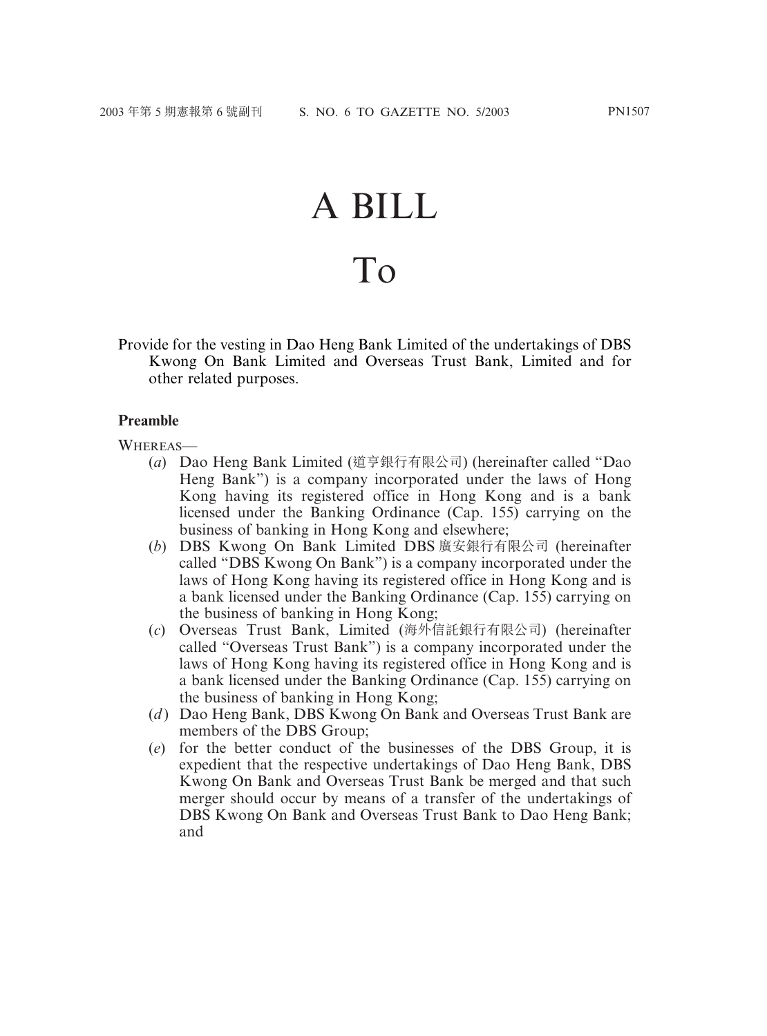# A BILL

# To

Provide for the vesting in Dao Heng Bank Limited of the undertakings of DBS Kwong On Bank Limited and Overseas Trust Bank, Limited and for other related purposes.

**Preamble**

WHEREAS—

(*a*) Dao Heng Bank Limited (道亨銀行有限公司) (hereinafter called "Dao Heng Bank") is a company incorporated under the laws of Hong Kong having its registered office in Hong Kong and is a bank licensed under the Banking Ordinance (Cap. 155) carrying on the business of banking in Hong Kong and elsewhere;

(*b*) DBS Kwong On Bank Limited DBS 廣安銀行有限公司 (hereinafter called "DBS Kwong On Bank") is a company incorporated under the laws of Hong Kong having its registered office in Hong Kong and is a bank licensed under the Banking Ordinance (Cap. 155) carrying on the business of banking in Hong Kong;

(*c*) Overseas Trust Bank, Limited (海外信託銀行有限公司) (hereinafter called "Overseas Trust Bank") is a company incorporated under the laws of Hong Kong having its registered office in Hong Kong and is a bank licensed under the Banking Ordinance (Cap. 155) carrying on the business of banking in Hong Kong;

(*d*) Dao Heng Bank, DBS Kwong On Bank and Overseas Trust Bank are members of the DBS Group;

(*e*) for the better conduct of the businesses of the DBS Group, it is expedient that the respective undertakings of Dao Heng Bank, DBS Kwong On Bank and Overseas Trust Bank be merged and that such merger should occur by means of a transfer of the undertakings of DBS Kwong On Bank and Overseas Trust Bank to Dao Heng Bank; and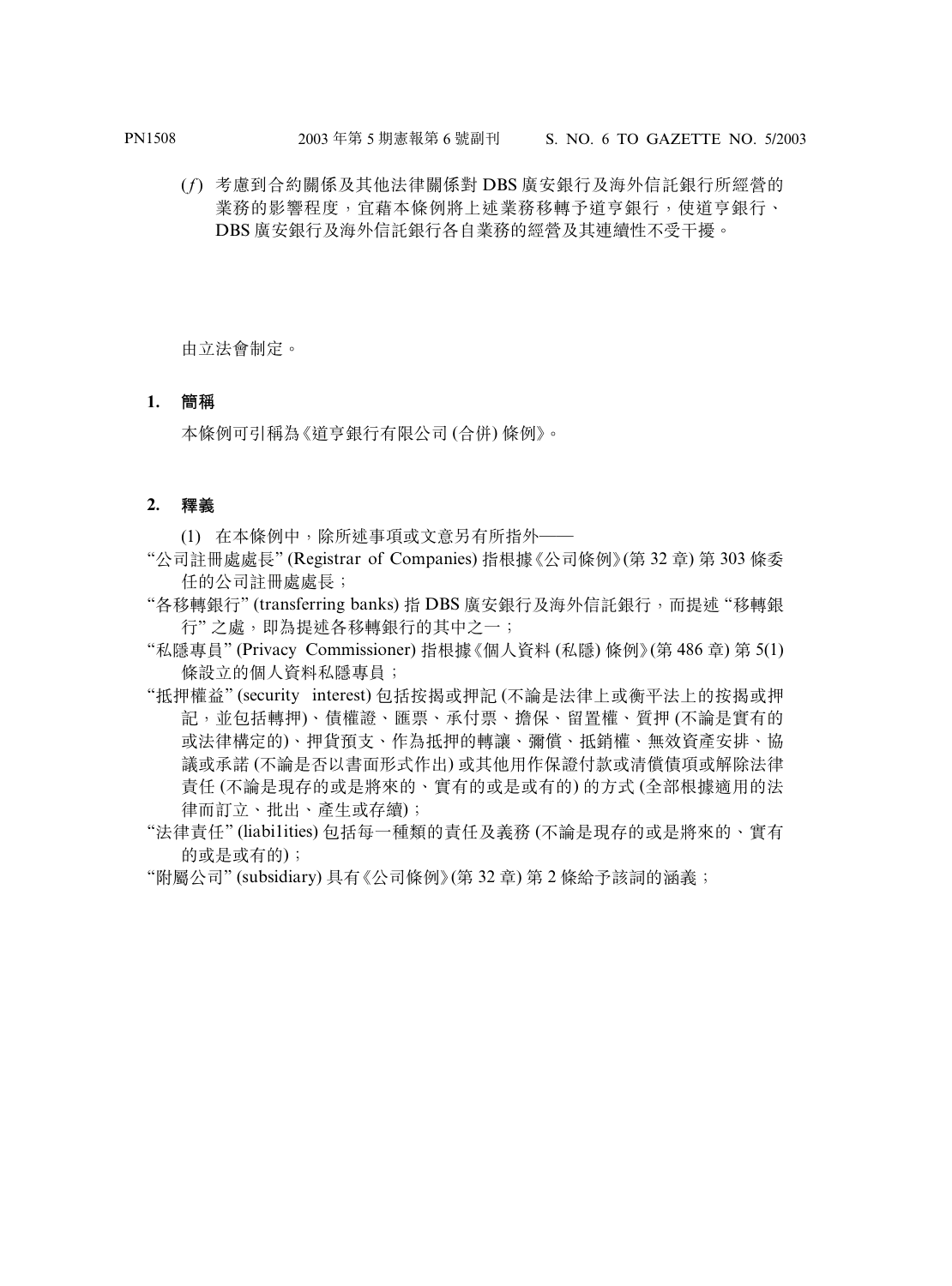(*f*) 考慮到合約關係及其他法律關係對 DBS 廣安銀行及海外信託銀行所經營的業務的影響程度，宜藉本條例將上述業務移轉予道亨銀行，使道亨銀行、DBS 廣安銀行及海外信託銀行各自業務的經營及其連續性不受干擾。

由立法會制定。

**1. 簡稱**

本條例可引稱為《道亨銀行有限公司 (合併) 條例》。

**2. 釋義**

(1) 在本條例中，除所述事項或文意另有所指外——

"公司註冊處處長" (Registrar of Companies) 指根據《公司條例》(第 32 章) 第 303 條委任的公司註冊處處長；

"各移轉銀行" (transferring banks) 指 DBS 廣安銀行及海外信託銀行，而提述 "移轉銀行" 之處，即為提述各移轉銀行的其中之一；

"私隱專員" (Privacy Commissioner) 指根據《個人資料 (私隱) 條例》(第 486 章) 第 5(1) 條設立的個人資料私隱專員；

"抵押權益" (security interest) 包括按揭或押記 (不論是法律上或衡平法上的按揭或押記，並包括轉押)、債權證、匯票、承付票、擔保、留置權、質押 (不論是實有的或法律構定的)、押貨預支、作為抵押的轉讓、彌償、抵銷權、無效資產安排、協議或承諾 (不論是否以書面形式作出) 或其他用作保證付款或清償債項或解除法律責任 (不論是現存的或是將來的、實有的或是或有的) 的方式 (全部根據適用的法律而訂立、批出、產生或存續)；

"法律責任" (liabi1ities) 包括每一種類的責任及義務 (不論是現存的或是將來的、實有的或是或有的)；

"附屬公司" (subsidiary) 具有《公司條例》(第 32 章) 第 2 條給予該詞的涵義；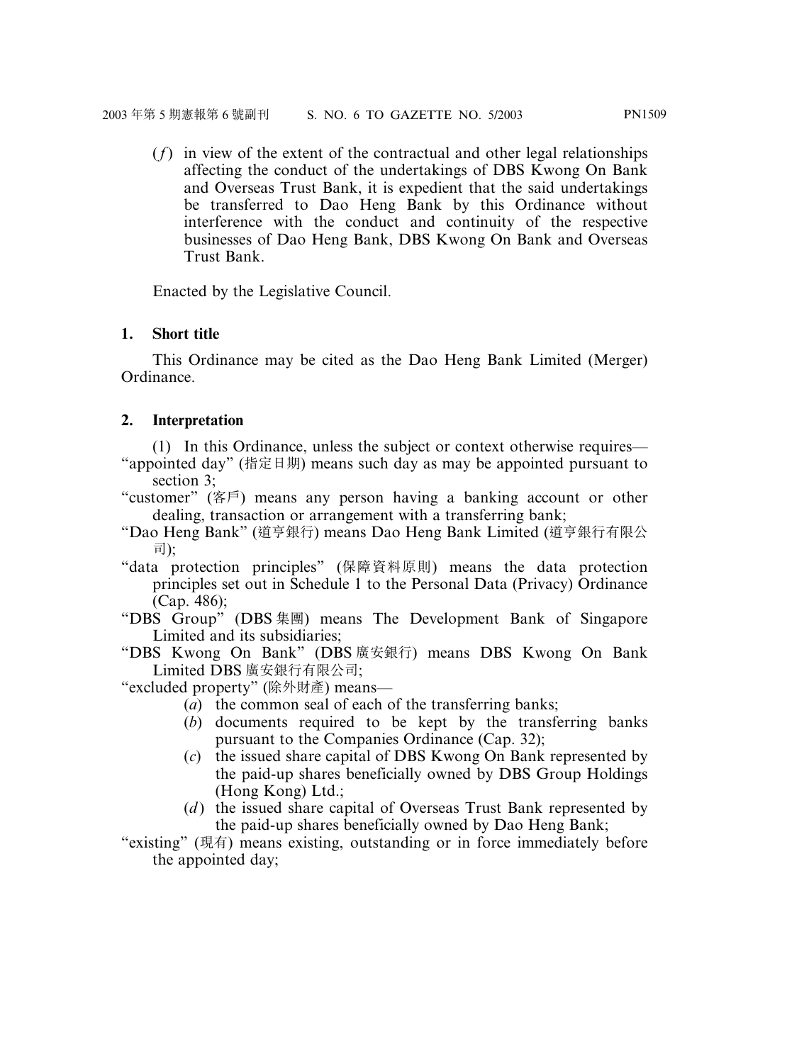(*f*) in view of the extent of the contractual and other legal relationships affecting the conduct of the undertakings of DBS Kwong On Bank and Overseas Trust Bank, it is expedient that the said undertakings be transferred to Dao Heng Bank by this Ordinance without interference with the conduct and continuity of the respective businesses of Dao Heng Bank, DBS Kwong On Bank and Overseas Trust Bank.

Enacted by the Legislative Council.

**1. Short title**

This Ordinance may be cited as the Dao Heng Bank Limited (Merger) Ordinance.

**2. Interpretation**

(1) In this Ordinance, unless the subject or context otherwise requires—

"appointed day" (指定日期) means such day as may be appointed pursuant to section 3;

"customer" (客戶) means any person having a banking account or other dealing, transaction or arrangement with a transferring bank;

"Dao Heng Bank" (道亨銀行) means Dao Heng Bank Limited (道亨銀行有限公司);

"data protection principles" (保障資料原則) means the data protection principles set out in Schedule 1 to the Personal Data (Privacy) Ordinance (Cap. 486);

"DBS Group" (DBS 集團) means The Development Bank of Singapore Limited and its subsidiaries;

"DBS Kwong On Bank" (DBS 廣安銀行) means DBS Kwong On Bank Limited DBS 廣安銀行有限公司;

"excluded property" (除外財產) means—

(*a*) the common seal of each of the transferring banks;

(*b*) documents required to be kept by the transferring banks pursuant to the Companies Ordinance (Cap. 32);

(*c*) the issued share capital of DBS Kwong On Bank represented by the paid-up shares beneficially owned by DBS Group Holdings (Hong Kong) Ltd.;

(*d*) the issued share capital of Overseas Trust Bank represented by the paid-up shares beneficially owned by Dao Heng Bank;

"existing" (現有) means existing, outstanding or in force immediately before the appointed day;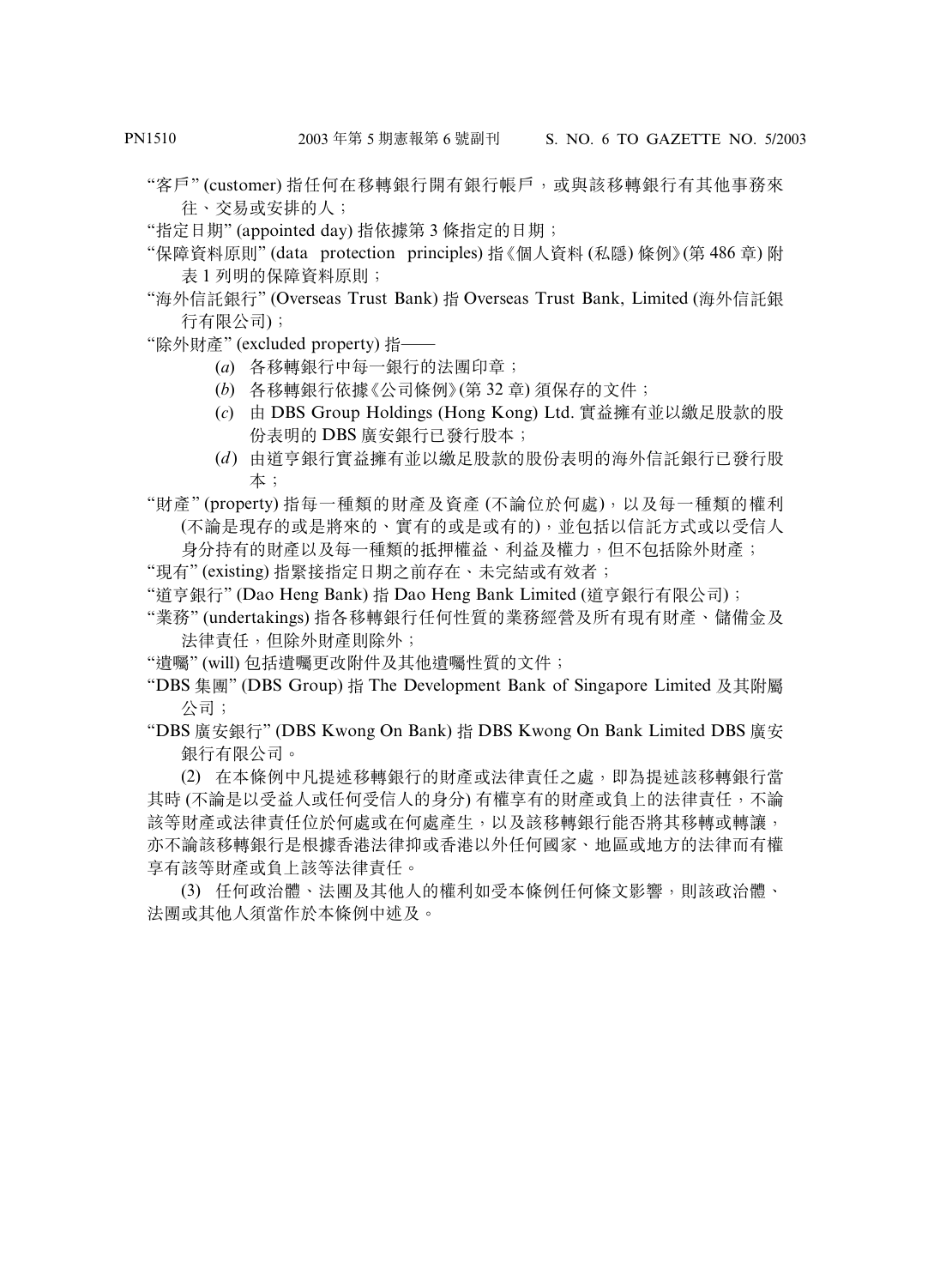"客戶" (customer) 指任何在移轉銀行開有銀行帳戶，或與該移轉銀行有其他事務來往、交易或安排的人；

"指定日期" (appointed day) 指依據第 3 條指定的日期；

"保障資料原則" (data protection principles) 指《個人資料 (私隱) 條例》(第 486 章) 附表 1 列明的保障資料原則；

"海外信託銀行" (Overseas Trust Bank) 指 Overseas Trust Bank, Limited (海外信託銀行有限公司)；

"除外財產" (excluded property) 指——

(*a*) 各移轉銀行中每一銀行的法團印章；

(*b*) 各移轉銀行依據《公司條例》(第 32 章) 須保存的文件；

(*c*) 由 DBS Group Holdings (Hong Kong) Ltd. 實益擁有並以繳足股款的股份表明的 DBS 廣安銀行已發行股本；

(*d*) 由道亨銀行實益擁有並以繳足股款的股份表明的海外信託銀行已發行股本；

"財產" (property) 指每一種類的財產及資產 (不論位於何處)，以及每一種類的權利 (不論是現存的或是將來的、實有的或是或有的)，並包括以信託方式或以受信人身分持有的財產以及每一種類的抵押權益、利益及權力，但不包括除外財產；

"現有" (existing) 指緊接指定日期之前存在、未完結或有效者；

"道亨銀行" (Dao Heng Bank) 指 Dao Heng Bank Limited (道亨銀行有限公司)；

"業務" (undertakings) 指各移轉銀行任何性質的業務經營及所有現有財產、儲備金及法律責任，但除外財產則除外；

"遺囑" (will) 包括遺囑更改附件及其他遺囑性質的文件；

"DBS 集團" (DBS Group) 指 The Development Bank of Singapore Limited 及其附屬公司；

"DBS 廣安銀行" (DBS Kwong On Bank) 指 DBS Kwong On Bank Limited DBS 廣安銀行有限公司。

(2) 在本條例中凡提述移轉銀行的財產或法律責任之處，即為提述該移轉銀行當其時 (不論是以受益人或任何受信人的身分) 有權享有的財產或負上的法律責任，不論該等財產或法律責任位於何處或在何處產生，以及該移轉銀行能否將其移轉或轉讓，亦不論該移轉銀行是根據香港法律抑或香港以外任何國家、地區或地方的法律而有權享有該等財產或負上該等法律責任。

(3) 任何政治體、法團及其他人的權利如受本條例任何條文影響，則該政治體、法團或其他人須當作於本條例中述及。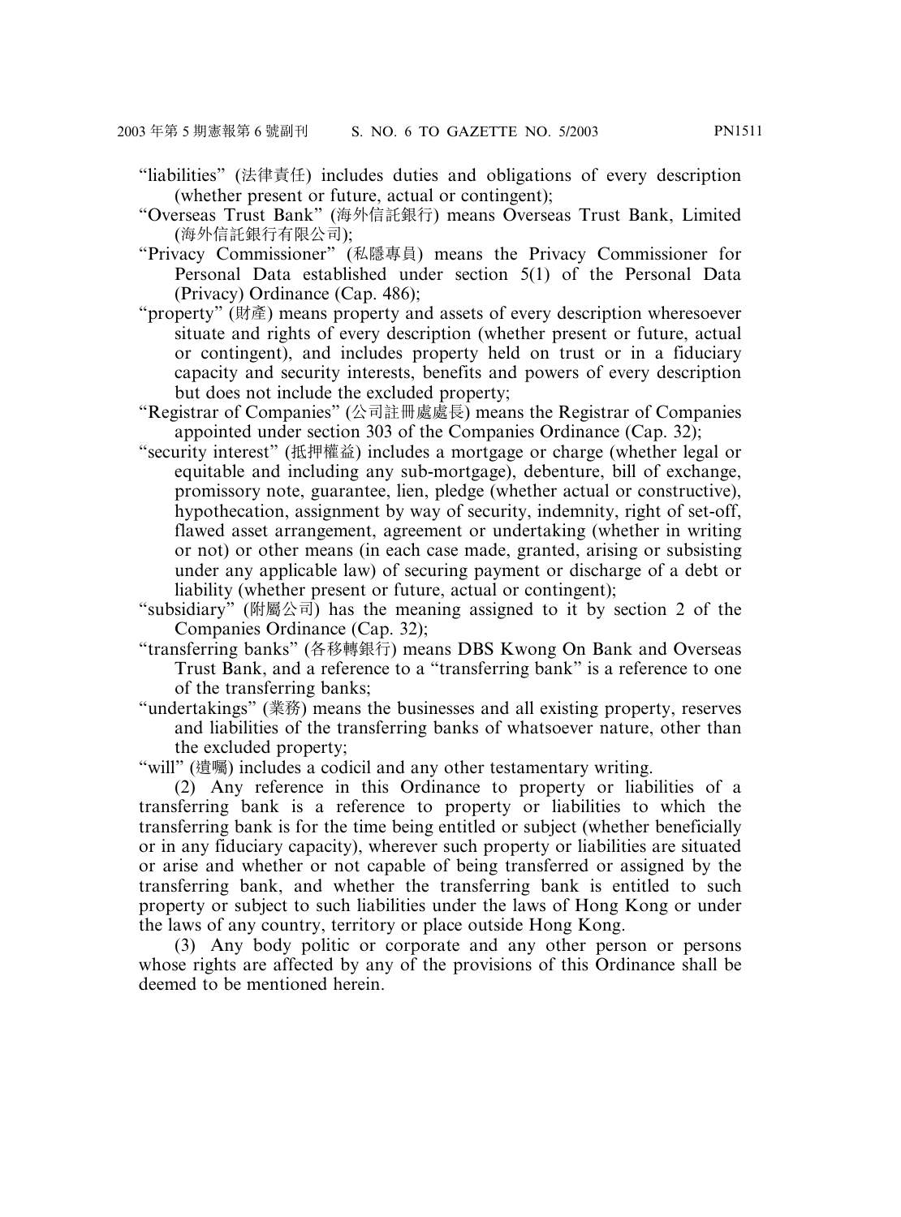"liabilities" (法律責任) includes duties and obligations of every description (whether present or future, actual or contingent);

"Overseas Trust Bank" (海外信託銀行) means Overseas Trust Bank, Limited (海外信託銀行有限公司);

"Privacy Commissioner" (私隱專員) means the Privacy Commissioner for Personal Data established under section 5(1) of the Personal Data (Privacy) Ordinance (Cap. 486);

"property" (財產) means property and assets of every description wheresoever situate and rights of every description (whether present or future, actual or contingent), and includes property held on trust or in a fiduciary capacity and security interests, benefits and powers of every description but does not include the excluded property;

"Registrar of Companies" (公司註冊處處長) means the Registrar of Companies appointed under section 303 of the Companies Ordinance (Cap. 32);

"security interest" (抵押權益) includes a mortgage or charge (whether legal or equitable and including any sub-mortgage), debenture, bill of exchange, promissory note, guarantee, lien, pledge (whether actual or constructive), hypothecation, assignment by way of security, indemnity, right of set-off, flawed asset arrangement, agreement or undertaking (whether in writing or not) or other means (in each case made, granted, arising or subsisting under any applicable law) of securing payment or discharge of a debt or liability (whether present or future, actual or contingent);

"subsidiary" (附屬公司) has the meaning assigned to it by section 2 of the Companies Ordinance (Cap. 32);

"transferring banks" (各移轉銀行) means DBS Kwong On Bank and Overseas Trust Bank, and a reference to a "transferring bank" is a reference to one of the transferring banks;

"undertakings" (業務) means the businesses and all existing property, reserves and liabilities of the transferring banks of whatsoever nature, other than the excluded property;

"will" (遺囑) includes a codicil and any other testamentary writing.

(2) Any reference in this Ordinance to property or liabilities of a transferring bank is a reference to property or liabilities to which the transferring bank is for the time being entitled or subject (whether beneficially or in any fiduciary capacity), wherever such property or liabilities are situated or arise and whether or not capable of being transferred or assigned by the transferring bank, and whether the transferring bank is entitled to such property or subject to such liabilities under the laws of Hong Kong or under the laws of any country, territory or place outside Hong Kong.

(3) Any body politic or corporate and any other person or persons whose rights are affected by any of the provisions of this Ordinance shall be deemed to be mentioned herein.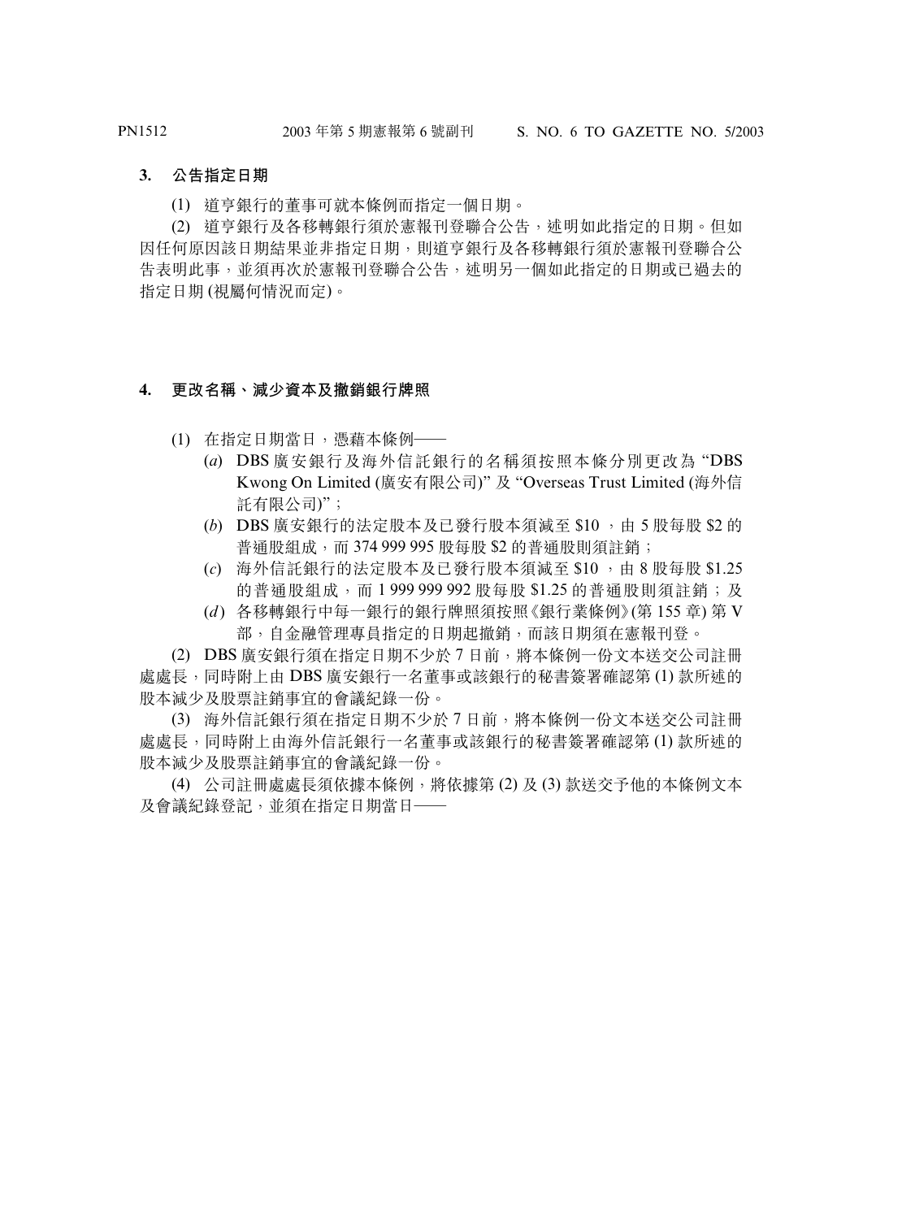### 3. 公告指定日期

(1) 道亨銀行的董事可就本條例而指定一個日期。

(2) 道亨銀行及各移轉銀行須於憲報刊登聯合公告，述明如此指定的日期。但如因任何原因該日期結果並非指定日期，則道亨銀行及各移轉銀行須於憲報刊登聯合公告表明此事，並須再次於憲報刊登聯合公告，述明另一個如此指定的日期或已過去的指定日期 (視屬何情況而定)。

### 4. 更改名稱、減少資本及撤銷銀行牌照

(1) 在指定日期當日，憑藉本條例——

(*a*) DBS 廣安銀行及海外信託銀行的名稱須按照本條分別更改為 "DBS Kwong On Limited (廣安有限公司)" 及 "Overseas Trust Limited (海外信託有限公司)"；

(*b*) DBS 廣安銀行的法定股本及已發行股本須減至 $10 ，由 5 股每股 $2 的普通股組成，而 374 999 995 股每股 $2 的普通股則須註銷；

(*c*) 海外信託銀行的法定股本及已發行股本須減至 $10 ，由 8 股每股 $1.25 的普通股組成，而 1 999 999 992 股每股 $1.25 的普通股則須註銷；及

(*d*) 各移轉銀行中每一銀行的銀行牌照須按照《銀行業條例》(第 155 章) 第 V 部，自金融管理專員指定的日期起撤銷，而該日期須在憲報刊登。

(2) DBS 廣安銀行須在指定日期不少於 7 日前，將本條例一份文本送交公司註冊處處長，同時附上由 DBS 廣安銀行一名董事或該銀行的秘書簽署確認第 (1) 款所述的股本減少及股票註銷事宜的會議紀錄一份。

(3) 海外信託銀行須在指定日期不少於 7 日前，將本條例一份文本送交公司註冊處處長，同時附上由海外信託銀行一名董事或該銀行的秘書簽署確認第 (1) 款所述的股本減少及股票註銷事宜的會議紀錄一份。

(4) 公司註冊處處長須依據本條例，將依據第 (2) 及 (3) 款送交予他的本條例文本及會議紀錄登記，並須在指定日期當日——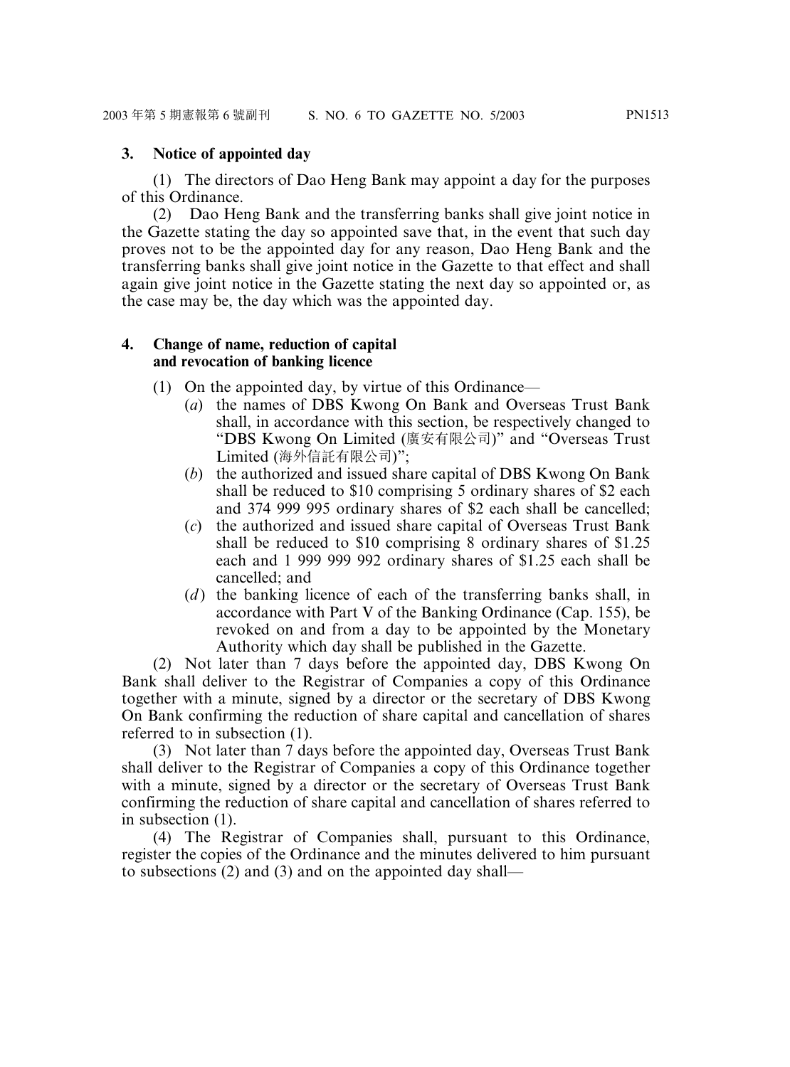### 3. Notice of appointed day

(1) The directors of Dao Heng Bank may appoint a day for the purposes of this Ordinance.

(2) Dao Heng Bank and the transferring banks shall give joint notice in the Gazette stating the day so appointed save that, in the event that such day proves not to be the appointed day for any reason, Dao Heng Bank and the transferring banks shall give joint notice in the Gazette to that effect and shall again give joint notice in the Gazette stating the next day so appointed or, as the case may be, the day which was the appointed day.

### 4. Change of name, reduction of capital and revocation of banking licence

(1) On the appointed day, by virtue of this Ordinance—

- (*a*) the names of DBS Kwong On Bank and Overseas Trust Bank shall, in accordance with this section, be respectively changed to "DBS Kwong On Limited (廣安有限公司)" and "Overseas Trust Limited (海外信託有限公司)";
- (*b*) the authorized and issued share capital of DBS Kwong On Bank shall be reduced to $10 comprising 5 ordinary shares of $2 each and 374 999 995 ordinary shares of $2 each shall be cancelled;
- (*c*) the authorized and issued share capital of Overseas Trust Bank shall be reduced to $10 comprising 8 ordinary shares of $1.25 each and 1 999 999 992 ordinary shares of $1.25 each shall be cancelled; and
- (*d*) the banking licence of each of the transferring banks shall, in accordance with Part V of the Banking Ordinance (Cap. 155), be revoked on and from a day to be appointed by the Monetary Authority which day shall be published in the Gazette.

(2) Not later than 7 days before the appointed day, DBS Kwong On Bank shall deliver to the Registrar of Companies a copy of this Ordinance together with a minute, signed by a director or the secretary of DBS Kwong On Bank confirming the reduction of share capital and cancellation of shares referred to in subsection (1).

(3) Not later than 7 days before the appointed day, Overseas Trust Bank shall deliver to the Registrar of Companies a copy of this Ordinance together with a minute, signed by a director or the secretary of Overseas Trust Bank confirming the reduction of share capital and cancellation of shares referred to in subsection (1).

(4) The Registrar of Companies shall, pursuant to this Ordinance, register the copies of the Ordinance and the minutes delivered to him pursuant to subsections (2) and (3) and on the appointed day shall—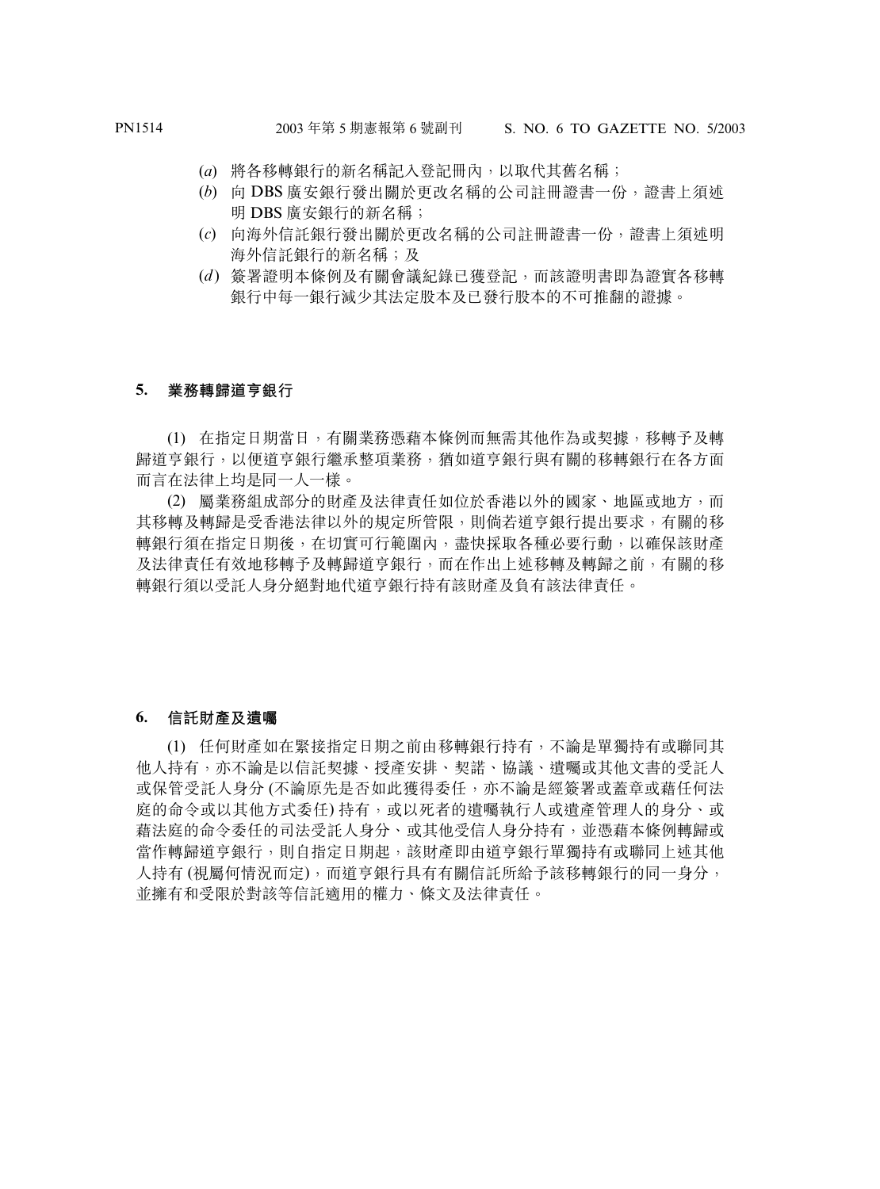(*a*) 將各移轉銀行的新名稱記入登記冊內，以取代其舊名稱；

(*b*) 向 DBS 廣安銀行發出關於更改名稱的公司註冊證書一份，證書上須述明 DBS 廣安銀行的新名稱；

(*c*) 向海外信託銀行發出關於更改名稱的公司註冊證書一份，證書上須述明海外信託銀行的新名稱；及

(*d*) 簽署證明本條例及有關會議紀錄已獲登記，而該證明書即為證實各移轉銀行中每一銀行減少其法定股本及已發行股本的不可推翻的證據。

**5. 業務轉歸道亨銀行**

(1) 在指定日期當日，有關業務憑藉本條例而無需其他作為或契據，移轉予及轉歸道亨銀行，以便道亨銀行繼承整項業務，猶如道亨銀行與有關的移轉銀行在各方面而言在法律上均是同一人一樣。

(2) 屬業務組成部分的財產及法律責任如位於香港以外的國家、地區或地方，而其移轉及轉歸是受香港法律以外的規定所管限，則倘若道亨銀行提出要求，有關的移轉銀行須在指定日期後，在切實可行範圍內，盡快採取各種必要行動，以確保該財產及法律責任有效地移轉予及轉歸道亨銀行，而在作出上述移轉及轉歸之前，有關的移轉銀行須以受託人身分絕對地代道亨銀行持有該財產及負有該法律責任。

**6. 信託財產及遺囑**

(1) 任何財產如在緊接指定日期之前由移轉銀行持有，不論是單獨持有或聯同其他人持有，亦不論是以信託契據、授產安排、契諾、協議、遺囑或其他文書的受託人或保管受託人身分 (不論原先是否如此獲得委任，亦不論是經簽署或蓋章或藉任何法庭的命令或以其他方式委任) 持有，或以死者的遺囑執行人或遺產管理人的身分、或藉法庭的命令委任的司法受託人身分、或其他受信人身分持有，並憑藉本條例轉歸或當作轉歸道亨銀行，則自指定日期起，該財產即由道亨銀行單獨持有或聯同上述其他人持有 (視屬何情況而定)，而道亨銀行具有有關信託所給予該移轉銀行的同一身分，並擁有和受限於對該等信託適用的權力、條文及法律責任。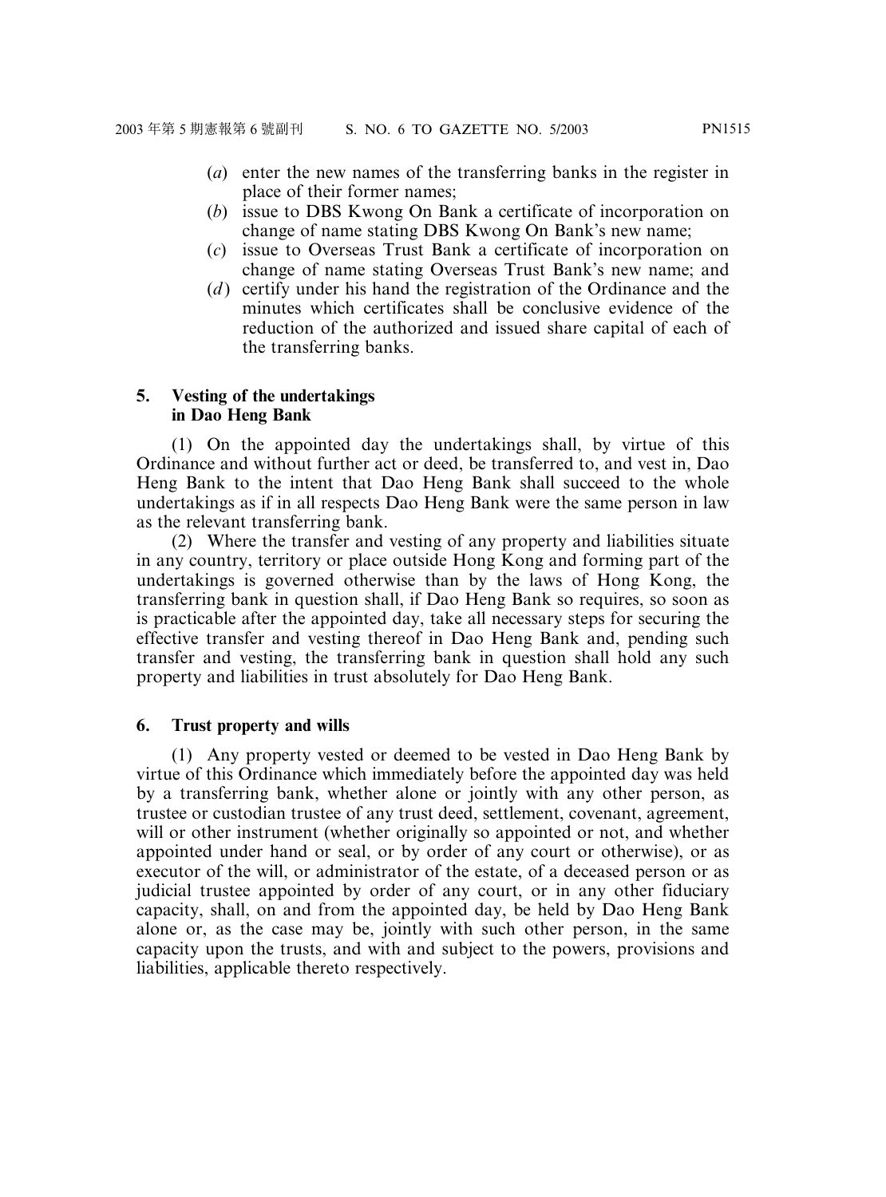(*a*) enter the new names of the transferring banks in the register in place of their former names;

(*b*) issue to DBS Kwong On Bank a certificate of incorporation on change of name stating DBS Kwong On Bank's new name;

(*c*) issue to Overseas Trust Bank a certificate of incorporation on change of name stating Overseas Trust Bank's new name; and

(*d*) certify under his hand the registration of the Ordinance and the minutes which certificates shall be conclusive evidence of the reduction of the authorized and issued share capital of each of the transferring banks.

**5. Vesting of the undertakings in Dao Heng Bank**

(1) On the appointed day the undertakings shall, by virtue of this Ordinance and without further act or deed, be transferred to, and vest in, Dao Heng Bank to the intent that Dao Heng Bank shall succeed to the whole undertakings as if in all respects Dao Heng Bank were the same person in law as the relevant transferring bank.

(2) Where the transfer and vesting of any property and liabilities situate in any country, territory or place outside Hong Kong and forming part of the undertakings is governed otherwise than by the laws of Hong Kong, the transferring bank in question shall, if Dao Heng Bank so requires, so soon as is practicable after the appointed day, take all necessary steps for securing the effective transfer and vesting thereof in Dao Heng Bank and, pending such transfer and vesting, the transferring bank in question shall hold any such property and liabilities in trust absolutely for Dao Heng Bank.

**6. Trust property and wills**

(1) Any property vested or deemed to be vested in Dao Heng Bank by virtue of this Ordinance which immediately before the appointed day was held by a transferring bank, whether alone or jointly with any other person, as trustee or custodian trustee of any trust deed, settlement, covenant, agreement, will or other instrument (whether originally so appointed or not, and whether appointed under hand or seal, or by order of any court or otherwise), or as executor of the will, or administrator of the estate, of a deceased person or as judicial trustee appointed by order of any court, or in any other fiduciary capacity, shall, on and from the appointed day, be held by Dao Heng Bank alone or, as the case may be, jointly with such other person, in the same capacity upon the trusts, and with and subject to the powers, provisions and liabilities, applicable thereto respectively.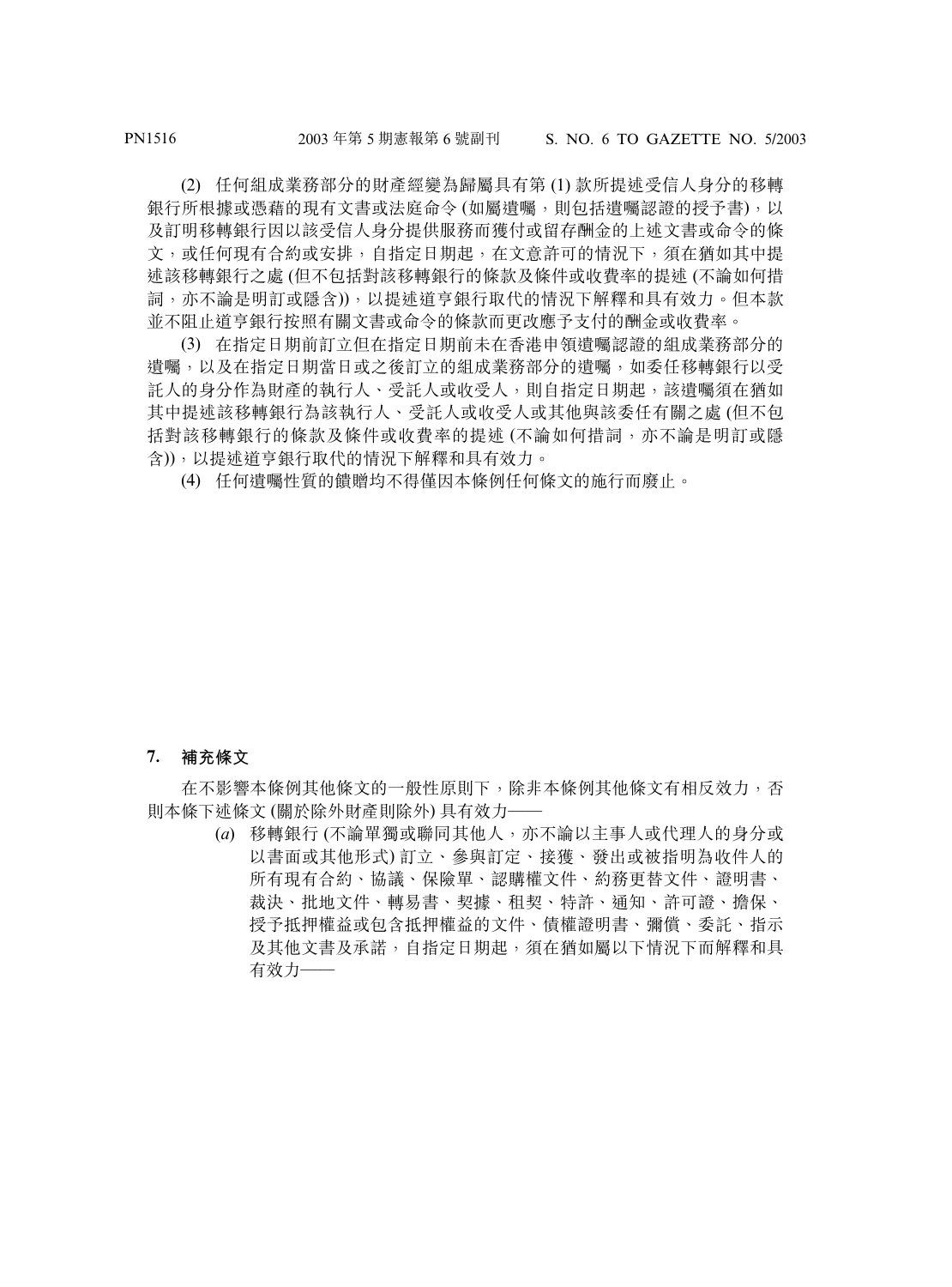(2) 任何組成業務部分的財產經變為歸屬具有第 (1) 款所提述受信人身分的移轉銀行所根據或憑藉的現有文書或法庭命令 (如屬遺囑，則包括遺囑認證的授予書)，以及訂明移轉銀行因以該受信人身分提供服務而獲付或留存酬金的上述文書或命令的條文，或任何現有合約或安排，自指定日期起，在文意許可的情況下，須在猶如其中提述該移轉銀行之處 (但不包括對該移轉銀行的條款及條件或收費率的提述 (不論如何措詞，亦不論是明訂或隱含))，以提述道亨銀行取代的情況下解釋和具有效力。但本款並不阻止道亨銀行按照有關文書或命令的條款而更改應予支付的酬金或收費率。

(3) 在指定日期前訂立但在指定日期前未在香港申領遺囑認證的組成業務部分的遺囑，以及在指定日期當日或之後訂立的組成業務部分的遺囑，如委任移轉銀行以受託人的身分作為財產的執行人、受託人或收受人，則自指定日期起，該遺囑須在猶如其中提述該移轉銀行為該執行人、受託人或收受人或其他與該委任有關之處 (但不包括對該移轉銀行的條款及條件或收費率的提述 (不論如何措詞，亦不論是明訂或隱含))，以提述道亨銀行取代的情況下解釋和具有效力。

(4) 任何遺囑性質的饋贈均不得僅因本條例任何條文的施行而廢止。

**7. 補充條文**

在不影響本條例其他條文的一般性原則下，除非本條例其他條文有相反效力，否則本條下述條文 (關於除外財產則除外) 具有效力——

(*a*) 移轉銀行 (不論單獨或聯同其他人，亦不論以主事人或代理人的身分或以書面或其他形式) 訂立、參與訂定、接獲、發出或被指明為收件人的所有現有合約、協議、保險單、認購權文件、約務更替文件、證明書、裁決、批地文件、轉易書、契據、租契、特許、通知、許可證、擔保、授予抵押權益或包含抵押權益的文件、債權證明書、彌償、委託、指示及其他文書及承諾，自指定日期起，須在猶如屬以下情況下而解釋和具有效力——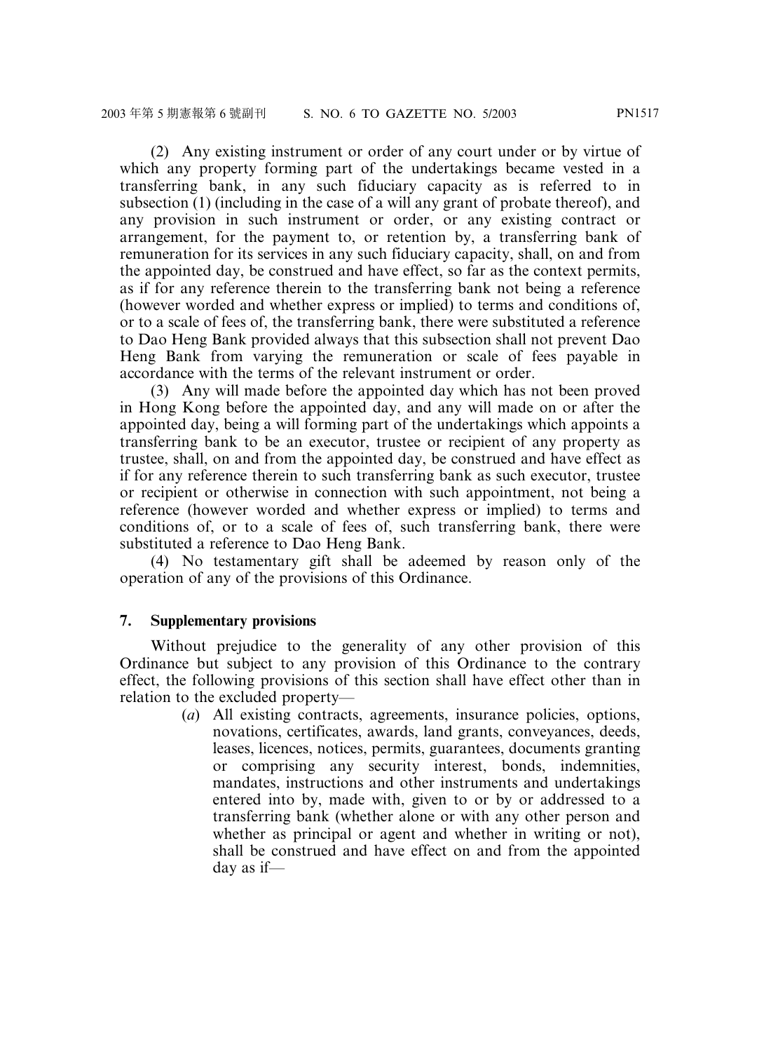(2) Any existing instrument or order of any court under or by virtue of which any property forming part of the undertakings became vested in a transferring bank, in any such fiduciary capacity as is referred to in subsection (1) (including in the case of a will any grant of probate thereof), and any provision in such instrument or order, or any existing contract or arrangement, for the payment to, or retention by, a transferring bank of remuneration for its services in any such fiduciary capacity, shall, on and from the appointed day, be construed and have effect, so far as the context permits, as if for any reference therein to the transferring bank not being a reference (however worded and whether express or implied) to terms and conditions of, or to a scale of fees of, the transferring bank, there were substituted a reference to Dao Heng Bank provided always that this subsection shall not prevent Dao Heng Bank from varying the remuneration or scale of fees payable in accordance with the terms of the relevant instrument or order.

(3) Any will made before the appointed day which has not been proved in Hong Kong before the appointed day, and any will made on or after the appointed day, being a will forming part of the undertakings which appoints a transferring bank to be an executor, trustee or recipient of any property as trustee, shall, on and from the appointed day, be construed and have effect as if for any reference therein to such transferring bank as such executor, trustee or recipient or otherwise in connection with such appointment, not being a reference (however worded and whether express or implied) to terms and conditions of, or to a scale of fees of, such transferring bank, there were substituted a reference to Dao Heng Bank.

(4) No testamentary gift shall be adeemed by reason only of the operation of any of the provisions of this Ordinance.

**7. Supplementary provisions**

Without prejudice to the generality of any other provision of this Ordinance but subject to any provision of this Ordinance to the contrary effect, the following provisions of this section shall have effect other than in relation to the excluded property—

(*a*) All existing contracts, agreements, insurance policies, options, novations, certificates, awards, land grants, conveyances, deeds, leases, licences, notices, permits, guarantees, documents granting or comprising any security interest, bonds, indemnities, mandates, instructions and other instruments and undertakings entered into by, made with, given to or by or addressed to a transferring bank (whether alone or with any other person and whether as principal or agent and whether in writing or not), shall be construed and have effect on and from the appointed day as if—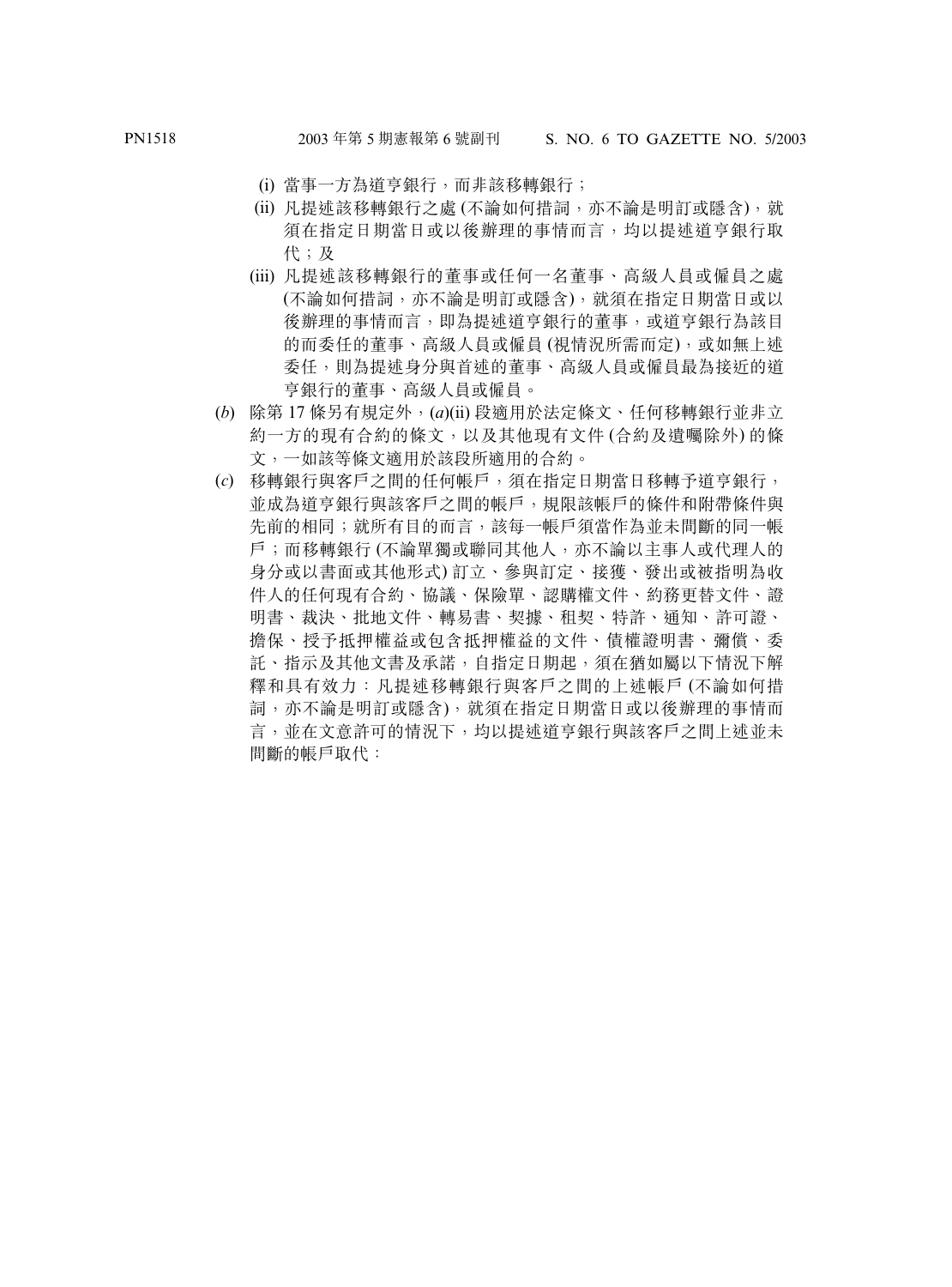(i) 當事一方為道亨銀行，而非該移轉銀行；

(ii) 凡提述該移轉銀行之處 (不論如何措詞，亦不論是明訂或隱含)，就須在指定日期當日或以後辦理的事情而言，均以提述道亨銀行取代；及

(iii) 凡提述該移轉銀行的董事或任何一名董事、高級人員或僱員之處 (不論如何措詞，亦不論是明訂或隱含)，就須在指定日期當日或以後辦理的事情而言，即為提述道亨銀行的董事，或道亨銀行為該目的而委任的董事、高級人員或僱員 (視情況所需而定)，或如無上述委任，則為提述身分與首述的董事、高級人員或僱員最為接近的道亨銀行的董事、高級人員或僱員。

(*b*) 除第 17 條另有規定外，(*a*)(ii) 段適用於法定條文、任何移轉銀行並非立約一方的現有合約的條文，以及其他現有文件 (合約及遺囑除外) 的條文，一如該等條文適用於該段所適用的合約。

(*c*) 移轉銀行與客戶之間的任何帳戶，須在指定日期當日移轉予道亨銀行，並成為道亨銀行與該客戶之間的帳戶，規限該帳戶的條件和附帶條件與先前的相同；就所有目的而言，該每一帳戶須當作為並未間斷的同一帳戶；而移轉銀行 (不論單獨或聯同其他人，亦不論以主事人或代理人的身分或以書面或其他形式) 訂立、參與訂定、接獲、發出或被指明為收件人的任何現有合約、協議、保險單、認購權文件、約務更替文件、證明書、裁決、批地文件、轉易書、契據、租契、特許、通知、許可證、擔保、授予抵押權益或包含抵押權益的文件、債權證明書、彌償、委託、指示及其他文書及承諾，自指定日期起，須在猶如屬以下情況下解釋和具有效力：凡提述移轉銀行與客戶之間的上述帳戶 (不論如何措詞，亦不論是明訂或隱含)，就須在指定日期當日或以後辦理的事情而言，並在文意許可的情況下，均以提述道亨銀行與該客戶之間上述並未間斷的帳戶取代：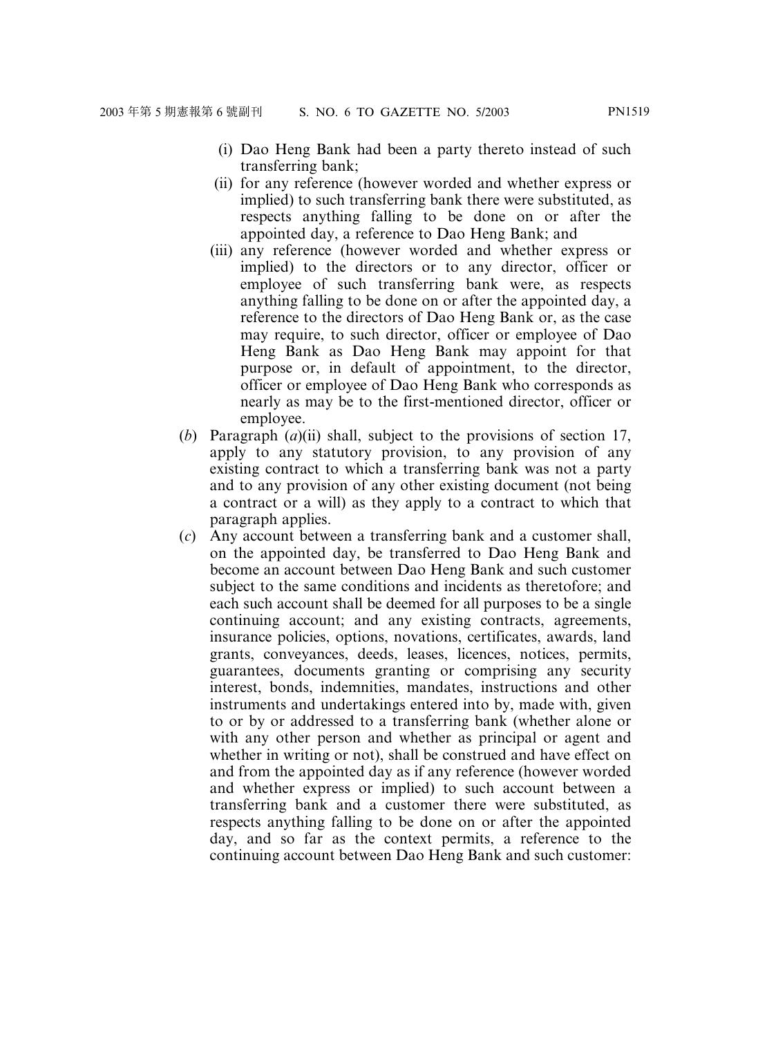(i) Dao Heng Bank had been a party thereto instead of such transferring bank;

(ii) for any reference (however worded and whether express or implied) to such transferring bank there were substituted, as respects anything falling to be done on or after the appointed day, a reference to Dao Heng Bank; and

(iii) any reference (however worded and whether express or implied) to the directors or to any director, officer or employee of such transferring bank were, as respects anything falling to be done on or after the appointed day, a reference to the directors of Dao Heng Bank or, as the case may require, to such director, officer or employee of Dao Heng Bank as Dao Heng Bank may appoint for that purpose or, in default of appointment, to the director, officer or employee of Dao Heng Bank who corresponds as nearly as may be to the first-mentioned director, officer or employee.

(*b*) Paragraph (*a*)(ii) shall, subject to the provisions of section 17, apply to any statutory provision, to any provision of any existing contract to which a transferring bank was not a party and to any provision of any other existing document (not being a contract or a will) as they apply to a contract to which that paragraph applies.

(*c*) Any account between a transferring bank and a customer shall, on the appointed day, be transferred to Dao Heng Bank and become an account between Dao Heng Bank and such customer subject to the same conditions and incidents as theretofore; and each such account shall be deemed for all purposes to be a single continuing account; and any existing contracts, agreements, insurance policies, options, novations, certificates, awards, land grants, conveyances, deeds, leases, licences, notices, permits, guarantees, documents granting or comprising any security interest, bonds, indemnities, mandates, instructions and other instruments and undertakings entered into by, made with, given to or by or addressed to a transferring bank (whether alone or with any other person and whether as principal or agent and whether in writing or not), shall be construed and have effect on and from the appointed day as if any reference (however worded and whether express or implied) to such account between a transferring bank and a customer there were substituted, as respects anything falling to be done on or after the appointed day, and so far as the context permits, a reference to the continuing account between Dao Heng Bank and such customer: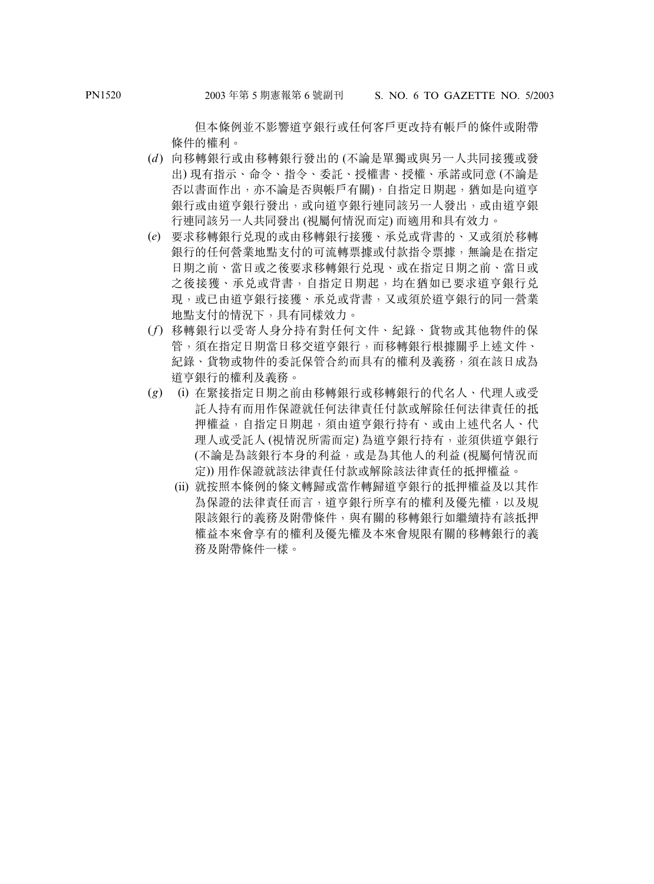但本條例並不影響道亨銀行或任何客戶更改持有帳戶的條件或附帶條件的權利。

(*d*) 向移轉銀行或由移轉銀行發出的 (不論是單獨或與另一人共同接獲或發出) 現有指示、命令、指令、委託、授權書、授權、承諾或同意 (不論是否以書面作出，亦不論是否與帳戶有關)，自指定日期起，猶如是向道亨銀行或由道亨銀行發出，或向道亨銀行連同該另一人發出，或由道亨銀行連同該另一人共同發出 (視屬何情況而定) 而適用和具有效力。

(*e*) 要求移轉銀行兌現的或由移轉銀行接獲、承兌或背書的、又或須於移轉銀行的任何營業地點支付的可流轉票據或付款指令票據，無論是在指定日期之前、當日或之後要求移轉銀行兌現、或在指定日期之前、當日或之後接獲、承兌或背書，自指定日期起，均在猶如已要求道亨銀行兌現，或已由道亨銀行接獲、承兌或背書，又或須於道亨銀行的同一營業地點支付的情況下，具有同樣效力。

(*f*) 移轉銀行以受寄人身分持有對任何文件、紀錄、貨物或其他物件的保管，須在指定日期當日移交道亨銀行，而移轉銀行根據關乎上述文件、紀錄、貨物或物件的委託保管合約而具有的權利及義務，須在該日成為道亨銀行的權利及義務。

(*g*) (i) 在緊接指定日期之前由移轉銀行或移轉銀行的代名人、代理人或受託人持有而用作保證就任何法律責任付款或解除任何法律責任的抵押權益，自指定日期起，須由道亨銀行持有、或由上述代名人、代理人或受託人 (視情況所需而定) 為道亨銀行持有，並須供道亨銀行 (不論是為該銀行本身的利益，或是為其他人的利益 (視屬何情況而定)) 用作保證就該法律責任付款或解除該法律責任的抵押權益。

(ii) 就按照本條例的條文轉歸或當作轉歸道亨銀行的抵押權益及以其作為保證的法律責任而言，道亨銀行所享有的權利及優先權，以及規限該銀行的義務及附帶條件，與有關的移轉銀行如繼續持有該抵押權益本來會享有的權利及優先權及本來會規限有關的移轉銀行的義務及附帶條件一樣。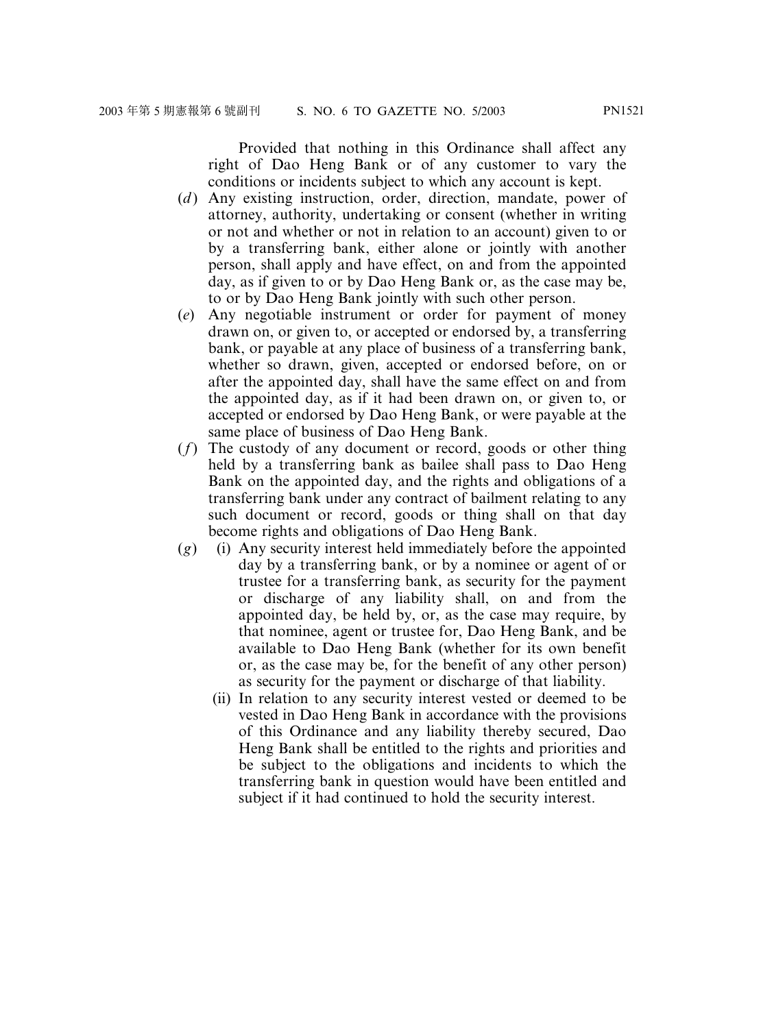Provided that nothing in this Ordinance shall affect any right of Dao Heng Bank or of any customer to vary the conditions or incidents subject to which any account is kept.

(*d*) Any existing instruction, order, direction, mandate, power of attorney, authority, undertaking or consent (whether in writing or not and whether or not in relation to an account) given to or by a transferring bank, either alone or jointly with another person, shall apply and have effect, on and from the appointed day, as if given to or by Dao Heng Bank or, as the case may be, to or by Dao Heng Bank jointly with such other person.

(*e*) Any negotiable instrument or order for payment of money drawn on, or given to, or accepted or endorsed by, a transferring bank, or payable at any place of business of a transferring bank, whether so drawn, given, accepted or endorsed before, on or after the appointed day, shall have the same effect on and from the appointed day, as if it had been drawn on, or given to, or accepted or endorsed by Dao Heng Bank, or were payable at the same place of business of Dao Heng Bank.

(*f*) The custody of any document or record, goods or other thing held by a transferring bank as bailee shall pass to Dao Heng Bank on the appointed day, and the rights and obligations of a transferring bank under any contract of bailment relating to any such document or record, goods or thing shall on that day become rights and obligations of Dao Heng Bank.

(*g*) (i) Any security interest held immediately before the appointed day by a transferring bank, or by a nominee or agent of or trustee for a transferring bank, as security for the payment or discharge of any liability shall, on and from the appointed day, be held by, or, as the case may require, by that nominee, agent or trustee for, Dao Heng Bank, and be available to Dao Heng Bank (whether for its own benefit or, as the case may be, for the benefit of any other person) as security for the payment or discharge of that liability.

(ii) In relation to any security interest vested or deemed to be vested in Dao Heng Bank in accordance with the provisions of this Ordinance and any liability thereby secured, Dao Heng Bank shall be entitled to the rights and priorities and be subject to the obligations and incidents to which the transferring bank in question would have been entitled and subject if it had continued to hold the security interest.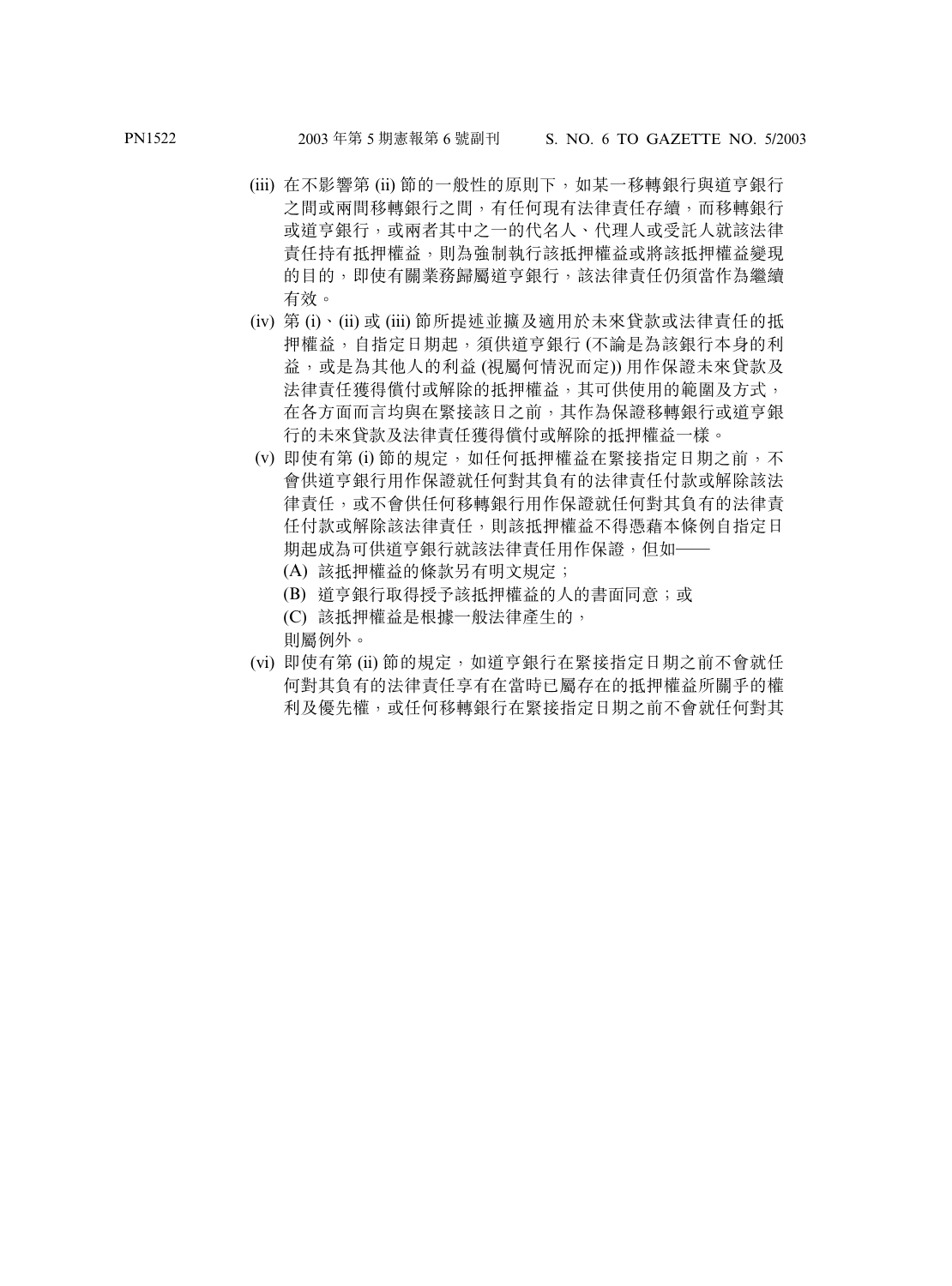(iii) 在不影響第 (ii) 節的一般性的原則下，如某一移轉銀行與道亨銀行之間或兩間移轉銀行之間，有任何現有法律責任存續，而移轉銀行或道亨銀行，或兩者其中之一的代名人、代理人或受託人就該法律責任持有抵押權益，則為強制執行該抵押權益或將該抵押權益變現的目的，即使有關業務歸屬道亨銀行，該法律責任仍須當作為繼續有效。

(iv) 第 (i)、(ii) 或 (iii) 節所提述並擴及適用於未來貸款或法律責任的抵押權益，自指定日期起，須供道亨銀行 (不論是為該銀行本身的利益，或是為其他人的利益 (視屬何情況而定)) 用作保證未來貸款及法律責任獲得償付或解除的抵押權益，其可供使用的範圍及方式，在各方面而言均與在緊接該日之前，其作為保證移轉銀行或道亨銀行的未來貸款及法律責任獲得償付或解除的抵押權益一樣。

(v) 即使有第 (i) 節的規定，如任何抵押權益在緊接指定日期之前，不會供道亨銀行用作保證就任何對其負有的法律責任付款或解除該法律責任，或不會供任何移轉銀行用作保證就任何對其負有的法律責任付款或解除該法律責任，則該抵押權益不得憑藉本條例自指定日期起成為可供道亨銀行就該法律責任用作保證，但如——

(A) 該抵押權益的條款另有明文規定；

(B) 道亨銀行取得授予該抵押權益的人的書面同意；或

(C) 該抵押權益是根據一般法律產生的，

則屬例外。

(vi) 即使有第 (ii) 節的規定，如道亨銀行在緊接指定日期之前不會就任何對其負有的法律責任享有在當時已屬存在的抵押權益所關乎的權利及優先權，或任何移轉銀行在緊接指定日期之前不會就任何對其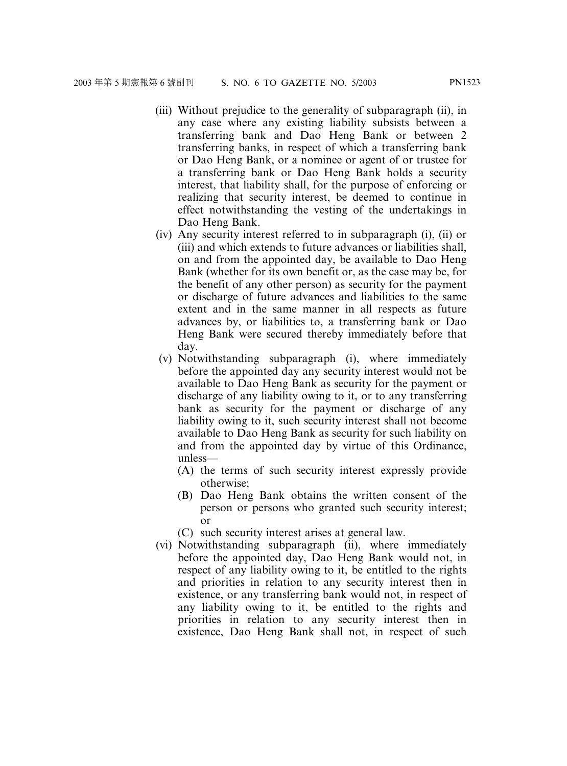(iii) Without prejudice to the generality of subparagraph (ii), in any case where any existing liability subsists between a transferring bank and Dao Heng Bank or between 2 transferring banks, in respect of which a transferring bank or Dao Heng Bank, or a nominee or agent of or trustee for a transferring bank or Dao Heng Bank holds a security interest, that liability shall, for the purpose of enforcing or realizing that security interest, be deemed to continue in effect notwithstanding the vesting of the undertakings in Dao Heng Bank.

(iv) Any security interest referred to in subparagraph (i), (ii) or (iii) and which extends to future advances or liabilities shall, on and from the appointed day, be available to Dao Heng Bank (whether for its own benefit or, as the case may be, for the benefit of any other person) as security for the payment or discharge of future advances and liabilities to the same extent and in the same manner in all respects as future advances by, or liabilities to, a transferring bank or Dao Heng Bank were secured thereby immediately before that day.

(v) Notwithstanding subparagraph (i), where immediately before the appointed day any security interest would not be available to Dao Heng Bank as security for the payment or discharge of any liability owing to it, or to any transferring bank as security for the payment or discharge of any liability owing to it, such security interest shall not become available to Dao Heng Bank as security for such liability on and from the appointed day by virtue of this Ordinance, unless—

(A) the terms of such security interest expressly provide otherwise;

(B) Dao Heng Bank obtains the written consent of the person or persons who granted such security interest; or

(C) such security interest arises at general law.

(vi) Notwithstanding subparagraph (ii), where immediately before the appointed day, Dao Heng Bank would not, in respect of any liability owing to it, be entitled to the rights and priorities in relation to any security interest then in existence, or any transferring bank would not, in respect of any liability owing to it, be entitled to the rights and priorities in relation to any security interest then in existence, Dao Heng Bank shall not, in respect of such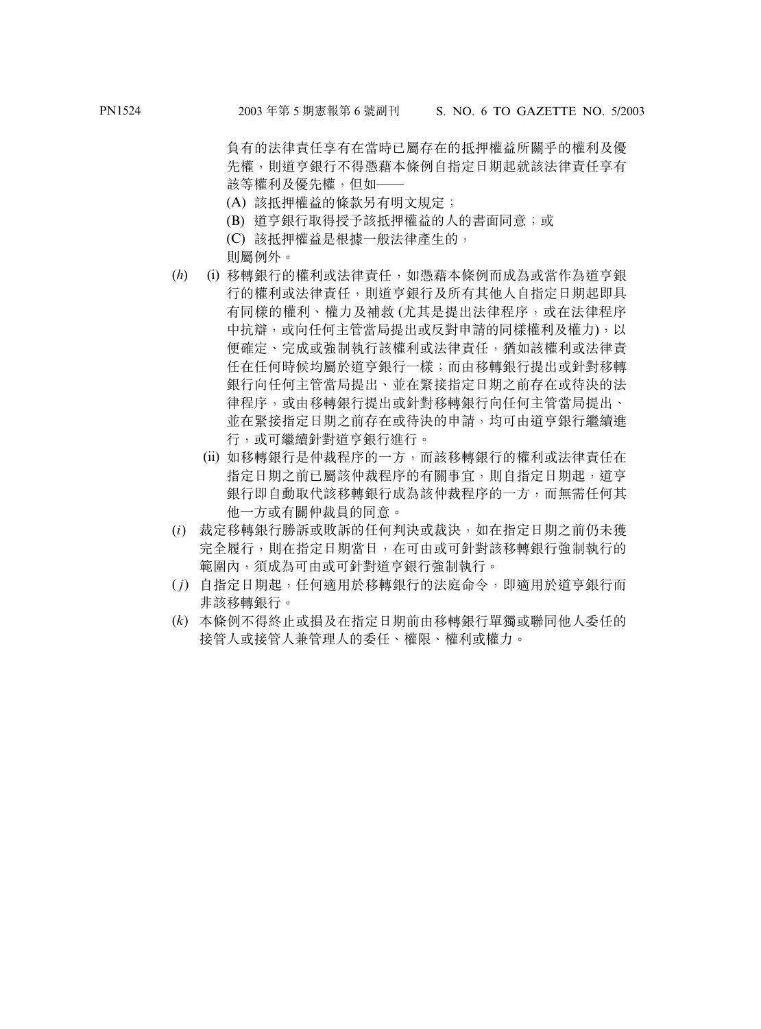負有的法律責任享有在當時已屬存在的抵押權益所關乎的權利及優先權，則道亨銀行不得憑藉本條例自指定日期起就該法律責任享有該等權利及優先權，但如——

(A) 該抵押權益的條款另有明文規定；

(B) 道亨銀行取得授予該抵押權益的人的書面同意；或

(C) 該抵押權益是根據一般法律產生的，

則屬例外。

(*h*) (i) 移轉銀行的權利或法律責任，如憑藉本條例而成為或當作為道亨銀行的權利或法律責任，則道亨銀行及所有其他人自指定日期起即具有同樣的權利、權力及補救 (尤其是提出法律程序，或在法律程序中抗辯，或向任何主管當局提出或反對申請的同樣權利及權力)，以便確定、完成或強制執行該權利或法律責任，猶如該權利或法律責任在任何時候均屬於道亨銀行一樣；而由移轉銀行提出或針對移轉銀行向任何主管當局提出、並在緊接指定日期之前存在或待決的法律程序，或由移轉銀行提出或針對移轉銀行向任何主管當局提出、並在緊接指定日期之前存在或待決的申請，均可由道亨銀行繼續進行，或可繼續針對道亨銀行進行。

(ii) 如移轉銀行是仲裁程序的一方，而該移轉銀行的權利或法律責任在指定日期之前已屬該仲裁程序的有關事宜，則自指定日期起，道亨銀行即自動取代該移轉銀行成為該仲裁程序的一方，而無需任何其他一方或有關仲裁員的同意。

(*i*) 裁定移轉銀行勝訴或敗訴的任何判決或裁決，如在指定日期之前仍未獲完全履行，則在指定日期當日，在可由或可針對該移轉銀行強制執行的範圍內，須成為可由或可針對道亨銀行強制執行。

(*j*) 自指定日期起，任何適用於移轉銀行的法庭命令，即適用於道亨銀行而非該移轉銀行。

(*k*) 本條例不得終止或損及在指定日期前由移轉銀行單獨或聯同他人委任的接管人或接管人兼管理人的委任、權限、權利或權力。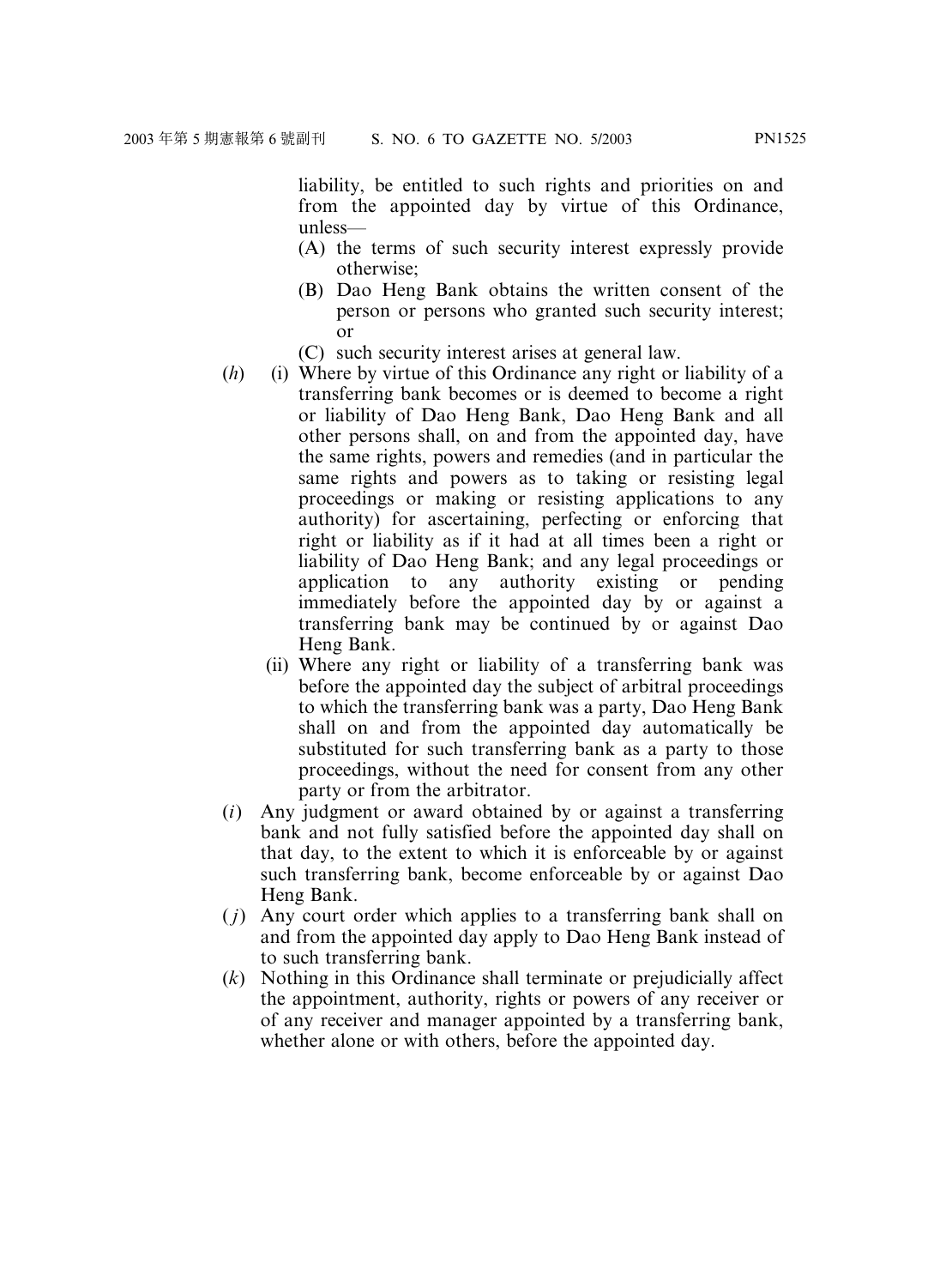liability, be entitled to such rights and priorities on and from the appointed day by virtue of this Ordinance, unless—

- (A) the terms of such security interest expressly provide otherwise;
- (B) Dao Heng Bank obtains the written consent of the person or persons who granted such security interest; or
- (C) such security interest arises at general law.

(*h*) (i) Where by virtue of this Ordinance any right or liability of a transferring bank becomes or is deemed to become a right or liability of Dao Heng Bank, Dao Heng Bank and all other persons shall, on and from the appointed day, have the same rights, powers and remedies (and in particular the same rights and powers as to taking or resisting legal proceedings or making or resisting applications to any authority) for ascertaining, perfecting or enforcing that right or liability as if it had at all times been a right or liability of Dao Heng Bank; and any legal proceedings or application to any authority existing or pending immediately before the appointed day by or against a transferring bank may be continued by or against Dao Heng Bank.

(ii) Where any right or liability of a transferring bank was before the appointed day the subject of arbitral proceedings to which the transferring bank was a party, Dao Heng Bank shall on and from the appointed day automatically be substituted for such transferring bank as a party to those proceedings, without the need for consent from any other party or from the arbitrator.

(*i*) Any judgment or award obtained by or against a transferring bank and not fully satisfied before the appointed day shall on that day, to the extent to which it is enforceable by or against such transferring bank, become enforceable by or against Dao Heng Bank.

(*j*) Any court order which applies to a transferring bank shall on and from the appointed day apply to Dao Heng Bank instead of to such transferring bank.

(*k*) Nothing in this Ordinance shall terminate or prejudicially affect the appointment, authority, rights or powers of any receiver or of any receiver and manager appointed by a transferring bank, whether alone or with others, before the appointed day.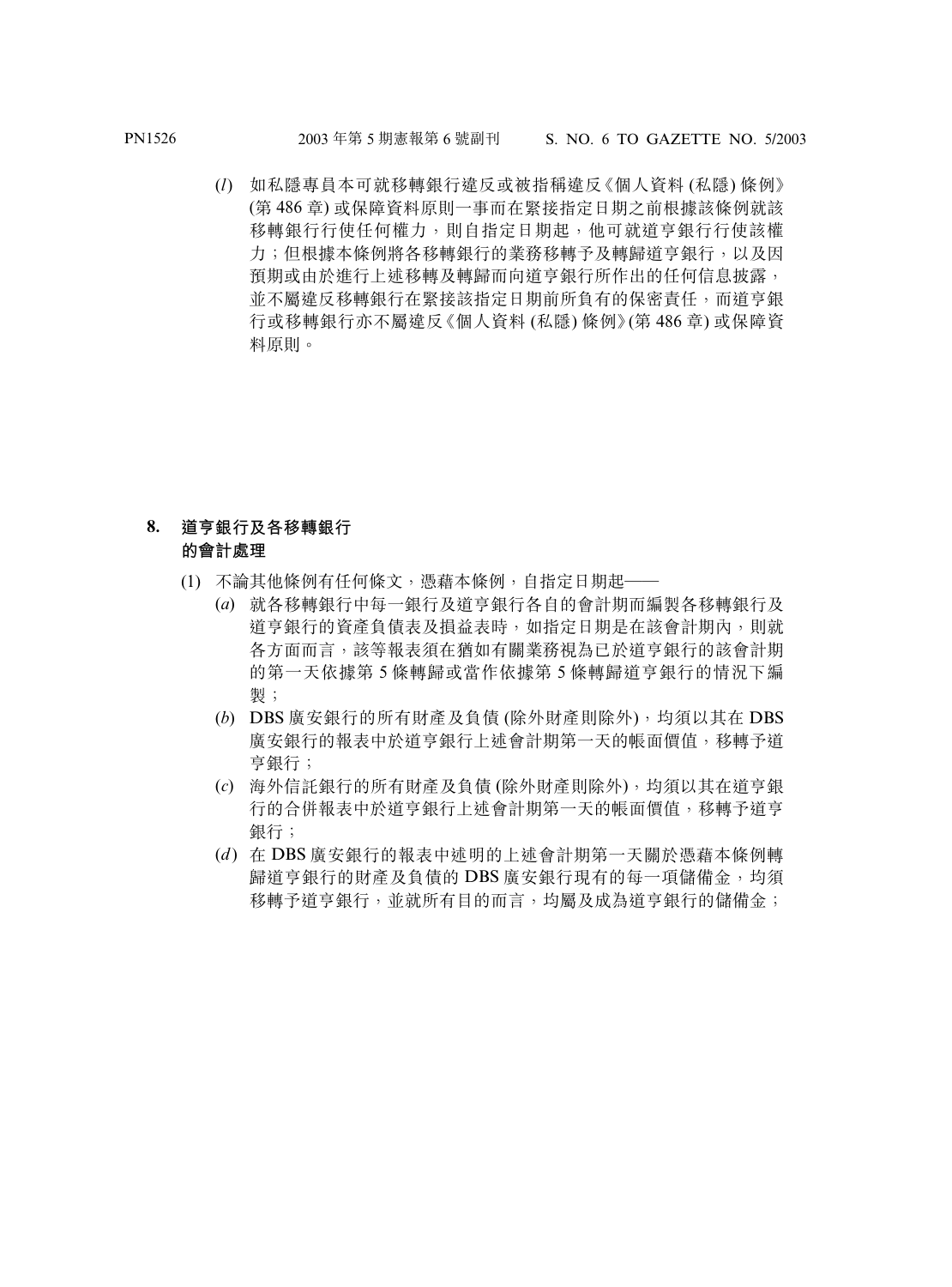(*l*) 如私隱專員本可就移轉銀行違反或被指稱違反《個人資料 (私隱) 條例》(第 486 章) 或保障資料原則一事而在緊接指定日期之前根據該條例就該移轉銀行行使任何權力，則自指定日期起，他可就道亨銀行行使該權力；但根據本條例將各移轉銀行的業務移轉予及轉歸道亨銀行，以及因預期或由於進行上述移轉及轉歸而向道亨銀行所作出的任何信息披露，並不屬違反移轉銀行在緊接該指定日期前所負有的保密責任，而道亨銀行或移轉銀行亦不屬違反《個人資料 (私隱) 條例》(第 486 章) 或保障資料原則。

**8. 道亨銀行及各移轉銀行的會計處理**

(1) 不論其他條例有任何條文，憑藉本條例，自指定日期起——

(*a*) 就各移轉銀行中每一銀行及道亨銀行各自的會計期而編製各移轉銀行及道亨銀行的資產負債表及損益表時，如指定日期是在該會計期內，則就各方面而言，該等報表須在猶如有關業務視為已於道亨銀行的該會計期的第一天依據第 5 條轉歸或當作依據第 5 條轉歸道亨銀行的情況下編製；

(*b*) DBS 廣安銀行的所有財產及負債 (除外財產則除外)，均須以其在 DBS 廣安銀行的報表中於道亨銀行上述會計期第一天的帳面價值，移轉予道亨銀行；

(*c*) 海外信託銀行的所有財產及負債 (除外財產則除外)，均須以其在道亨銀行的合併報表中於道亨銀行上述會計期第一天的帳面價值，移轉予道亨銀行；

(*d*) 在 DBS 廣安銀行的報表中述明的上述會計期第一天關於憑藉本條例轉歸道亨銀行的財產及負債的 DBS 廣安銀行現有的每一項儲備金，均須移轉予道亨銀行，並就所有目的而言，均屬及成為道亨銀行的儲備金；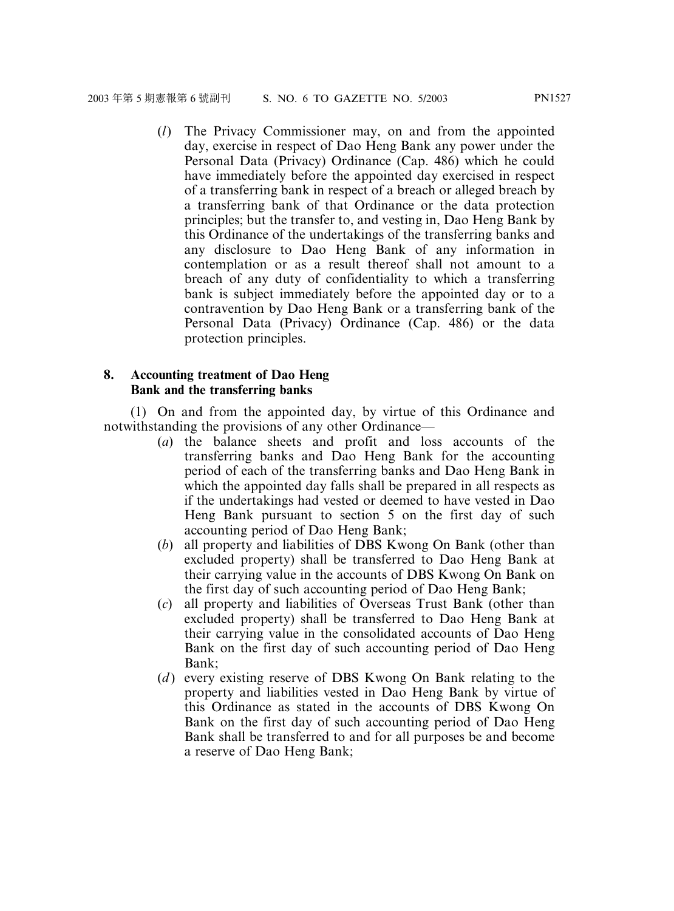(*l*) The Privacy Commissioner may, on and from the appointed day, exercise in respect of Dao Heng Bank any power under the Personal Data (Privacy) Ordinance (Cap. 486) which he could have immediately before the appointed day exercised in respect of a transferring bank in respect of a breach or alleged breach by a transferring bank of that Ordinance or the data protection principles; but the transfer to, and vesting in, Dao Heng Bank by this Ordinance of the undertakings of the transferring banks and any disclosure to Dao Heng Bank of any information in contemplation or as a result thereof shall not amount to a breach of any duty of confidentiality to which a transferring bank is subject immediately before the appointed day or to a contravention by Dao Heng Bank or a transferring bank of the Personal Data (Privacy) Ordinance (Cap. 486) or the data protection principles.

**8. Accounting treatment of Dao Heng Bank and the transferring banks**

(1) On and from the appointed day, by virtue of this Ordinance and notwithstanding the provisions of any other Ordinance—

(*a*) the balance sheets and profit and loss accounts of the transferring banks and Dao Heng Bank for the accounting period of each of the transferring banks and Dao Heng Bank in which the appointed day falls shall be prepared in all respects as if the undertakings had vested or deemed to have vested in Dao Heng Bank pursuant to section 5 on the first day of such accounting period of Dao Heng Bank;

(*b*) all property and liabilities of DBS Kwong On Bank (other than excluded property) shall be transferred to Dao Heng Bank at their carrying value in the accounts of DBS Kwong On Bank on the first day of such accounting period of Dao Heng Bank;

(*c*) all property and liabilities of Overseas Trust Bank (other than excluded property) shall be transferred to Dao Heng Bank at their carrying value in the consolidated accounts of Dao Heng Bank on the first day of such accounting period of Dao Heng Bank;

(*d*) every existing reserve of DBS Kwong On Bank relating to the property and liabilities vested in Dao Heng Bank by virtue of this Ordinance as stated in the accounts of DBS Kwong On Bank on the first day of such accounting period of Dao Heng Bank shall be transferred to and for all purposes be and become a reserve of Dao Heng Bank;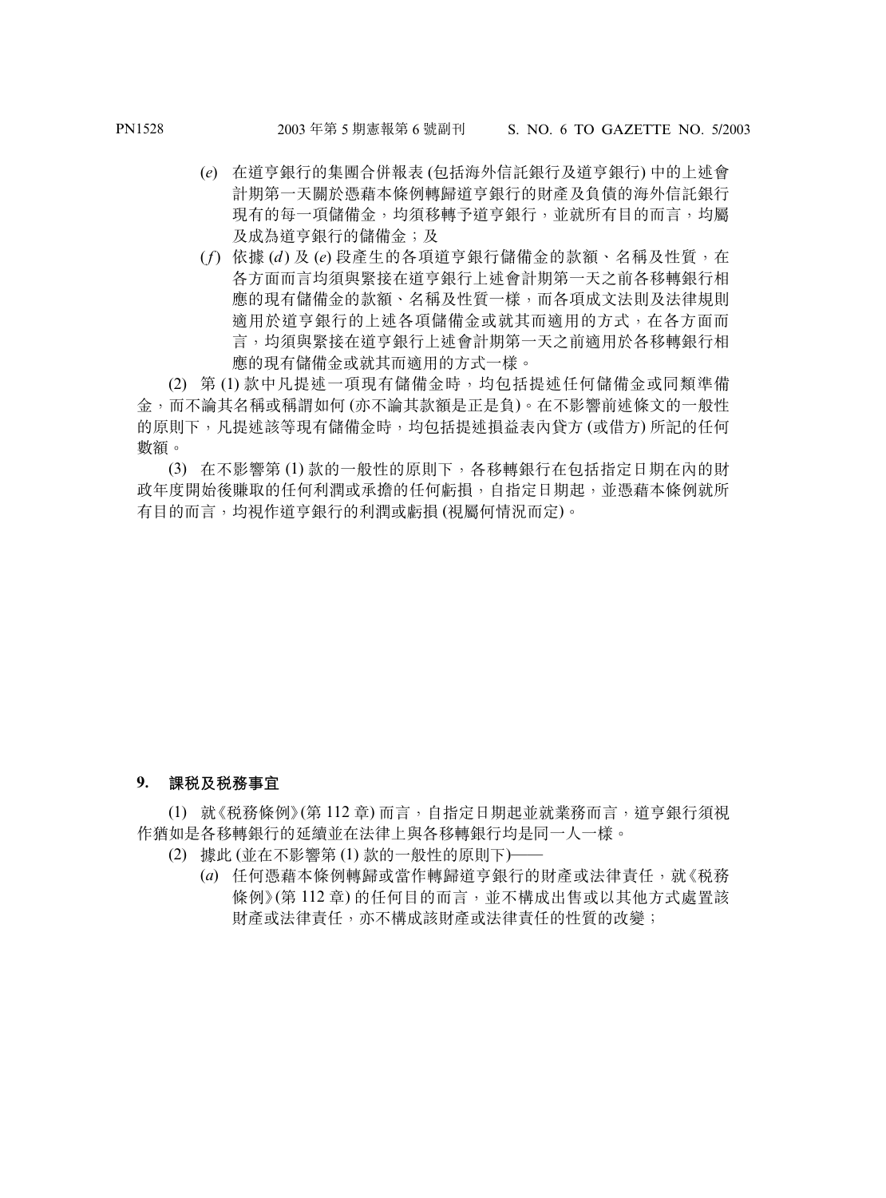(*e*) 在道亨銀行的集團合併報表 (包括海外信託銀行及道亨銀行) 中的上述會計期第一天關於憑藉本條例轉歸道亨銀行的財產及負債的海外信託銀行現有的每一項儲備金，均須移轉予道亨銀行，並就所有目的而言，均屬及成為道亨銀行的儲備金；及

(*f*) 依據 (*d*) 及 (*e*) 段產生的各項道亨銀行儲備金的款額、名稱及性質，在各方面而言均須與緊接在道亨銀行上述會計期第一天之前各移轉銀行相應的現有儲備金的款額、名稱及性質一樣，而各項成文法則及法律規則適用於道亨銀行的上述各項儲備金或就其而適用的方式，在各方面而言，均須與緊接在道亨銀行上述會計期第一天之前適用於各移轉銀行相應的現有儲備金或就其而適用的方式一樣。

(2) 第 (1) 款中凡提述一項現有儲備金時，均包括提述任何儲備金或同類準備金，而不論其名稱或稱謂如何 (亦不論其款額是正是負)。在不影響前述條文的一般性的原則下，凡提述該等現有儲備金時，均包括提述損益表內貸方 (或借方) 所記的任何數額。

(3) 在不影響第 (1) 款的一般性的原則下，各移轉銀行在包括指定日期在內的財政年度開始後賺取的任何利潤或承擔的任何虧損，自指定日期起，並憑藉本條例就所有目的而言，均視作道亨銀行的利潤或虧損 (視屬何情況而定)。

**9. 課税及税務事宜**

(1) 就《税務條例》(第 112 章) 而言，自指定日期起並就業務而言，道亨銀行須視作猶如是各移轉銀行的延續並在法律上與各移轉銀行均是同一人一樣。

(2) 據此 (並在不影響第 (1) 款的一般性的原則下)——

(*a*) 任何憑藉本條例轉歸或當作轉歸道亨銀行的財產或法律責任，就《税務條例》(第 112 章) 的任何目的而言，並不構成出售或以其他方式處置該財產或法律責任，亦不構成該財產或法律責任的性質的改變；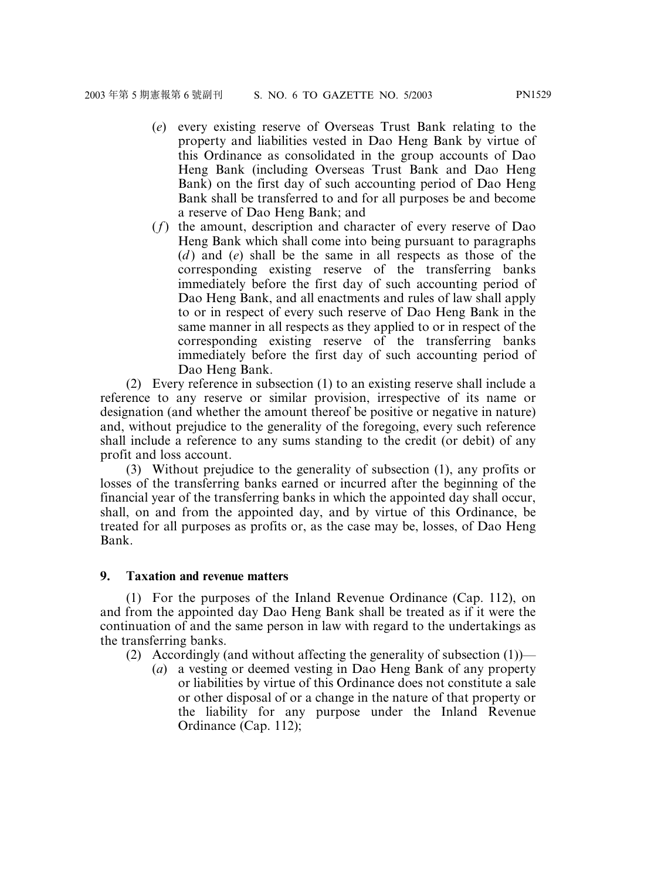(*e*) every existing reserve of Overseas Trust Bank relating to the property and liabilities vested in Dao Heng Bank by virtue of this Ordinance as consolidated in the group accounts of Dao Heng Bank (including Overseas Trust Bank and Dao Heng Bank) on the first day of such accounting period of Dao Heng Bank shall be transferred to and for all purposes be and become a reserve of Dao Heng Bank; and

(*f*) the amount, description and character of every reserve of Dao Heng Bank which shall come into being pursuant to paragraphs (*d*) and (*e*) shall be the same in all respects as those of the corresponding existing reserve of the transferring banks immediately before the first day of such accounting period of Dao Heng Bank, and all enactments and rules of law shall apply to or in respect of every such reserve of Dao Heng Bank in the same manner in all respects as they applied to or in respect of the corresponding existing reserve of the transferring banks immediately before the first day of such accounting period of Dao Heng Bank.

(2) Every reference in subsection (1) to an existing reserve shall include a reference to any reserve or similar provision, irrespective of its name or designation (and whether the amount thereof be positive or negative in nature) and, without prejudice to the generality of the foregoing, every such reference shall include a reference to any sums standing to the credit (or debit) of any profit and loss account.

(3) Without prejudice to the generality of subsection (1), any profits or losses of the transferring banks earned or incurred after the beginning of the financial year of the transferring banks in which the appointed day shall occur, shall, on and from the appointed day, and by virtue of this Ordinance, be treated for all purposes as profits or, as the case may be, losses, of Dao Heng Bank.

**9. Taxation and revenue matters**

(1) For the purposes of the Inland Revenue Ordinance (Cap. 112), on and from the appointed day Dao Heng Bank shall be treated as if it were the continuation of and the same person in law with regard to the undertakings as the transferring banks.

(2) Accordingly (and without affecting the generality of subsection (1))—

(*a*) a vesting or deemed vesting in Dao Heng Bank of any property or liabilities by virtue of this Ordinance does not constitute a sale or other disposal of or a change in the nature of that property or the liability for any purpose under the Inland Revenue Ordinance (Cap. 112);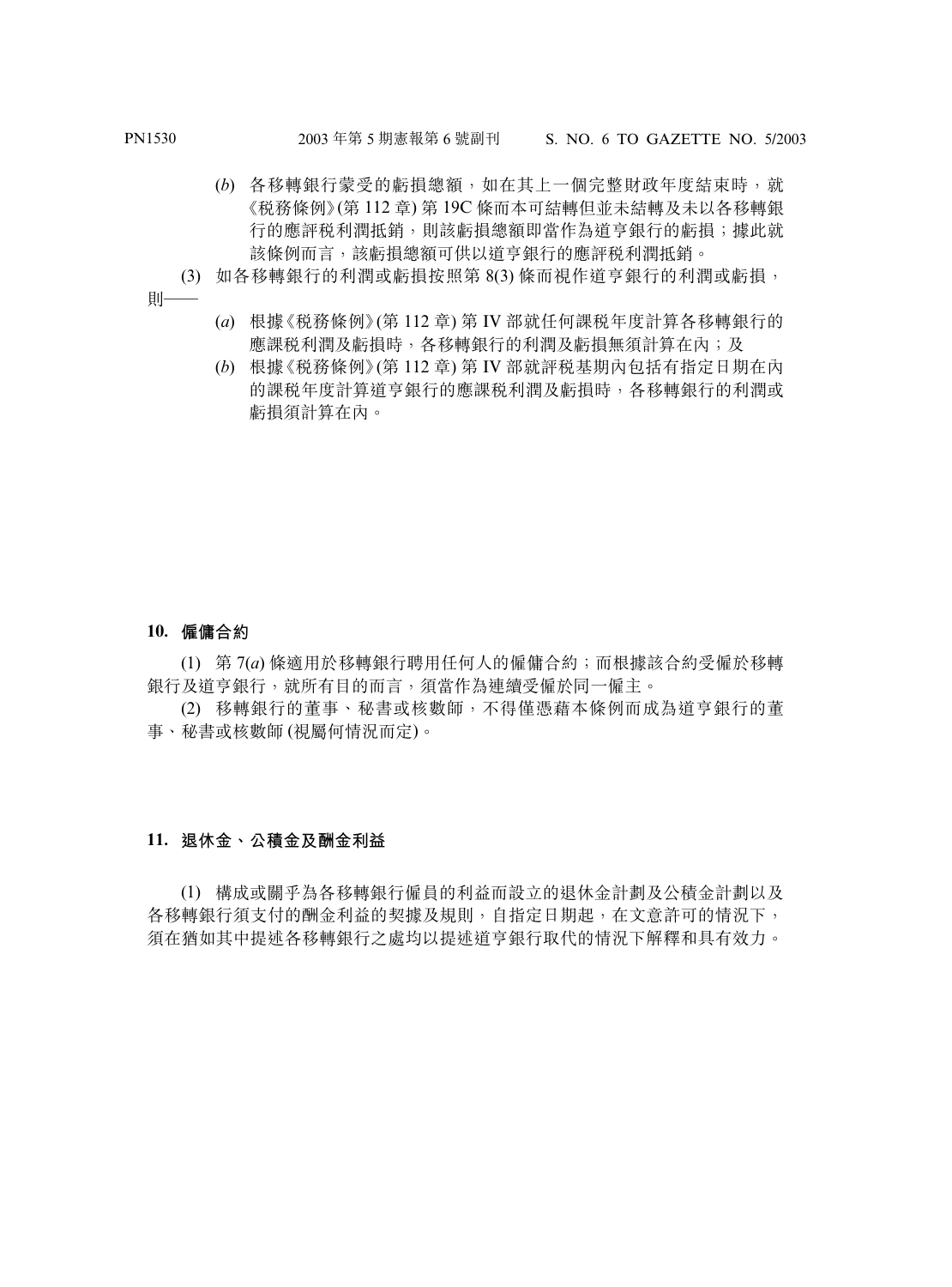(*b*) 各移轉銀行蒙受的虧損總額，如在其上一個完整財政年度結束時，就《稅務條例》(第 112 章) 第 19C 條而本可結轉但並未結轉及未以各移轉銀行的應評稅利潤抵銷，則該虧損總額即當作為道亨銀行的虧損；據此就該條例而言，該虧損總額可供以道亨銀行的應評稅利潤抵銷。

(3) 如各移轉銀行的利潤或虧損按照第 8(3) 條而視作道亨銀行的利潤或虧損，則——

(*a*) 根據《稅務條例》(第 112 章) 第 IV 部就任何課稅年度計算各移轉銀行的應課稅利潤及虧損時，各移轉銀行的利潤及虧損無須計算在內；及

(*b*) 根據《稅務條例》(第 112 章) 第 IV 部就評稅基期內包括有指定日期在內的課稅年度計算道亨銀行的應課稅利潤及虧損時，各移轉銀行的利潤或虧損須計算在內。

**10. 僱傭合約**

(1) 第 7(*a*) 條適用於移轉銀行聘用任何人的僱傭合約；而根據該合約受僱於移轉銀行及道亨銀行，就所有目的而言，須當作為連續受僱於同一僱主。

(2) 移轉銀行的董事、秘書或核數師，不得僅憑藉本條例而成為道亨銀行的董事、秘書或核數師 (視屬何情況而定)。

**11. 退休金、公積金及酬金利益**

(1) 構成或關乎為各移轉銀行僱員的利益而設立的退休金計劃及公積金計劃以及各移轉銀行須支付的酬金利益的契據及規則，自指定日期起，在文意許可的情況下，須在猶如其中提述各移轉銀行之處均以提述道亨銀行取代的情況下解釋和具有效力。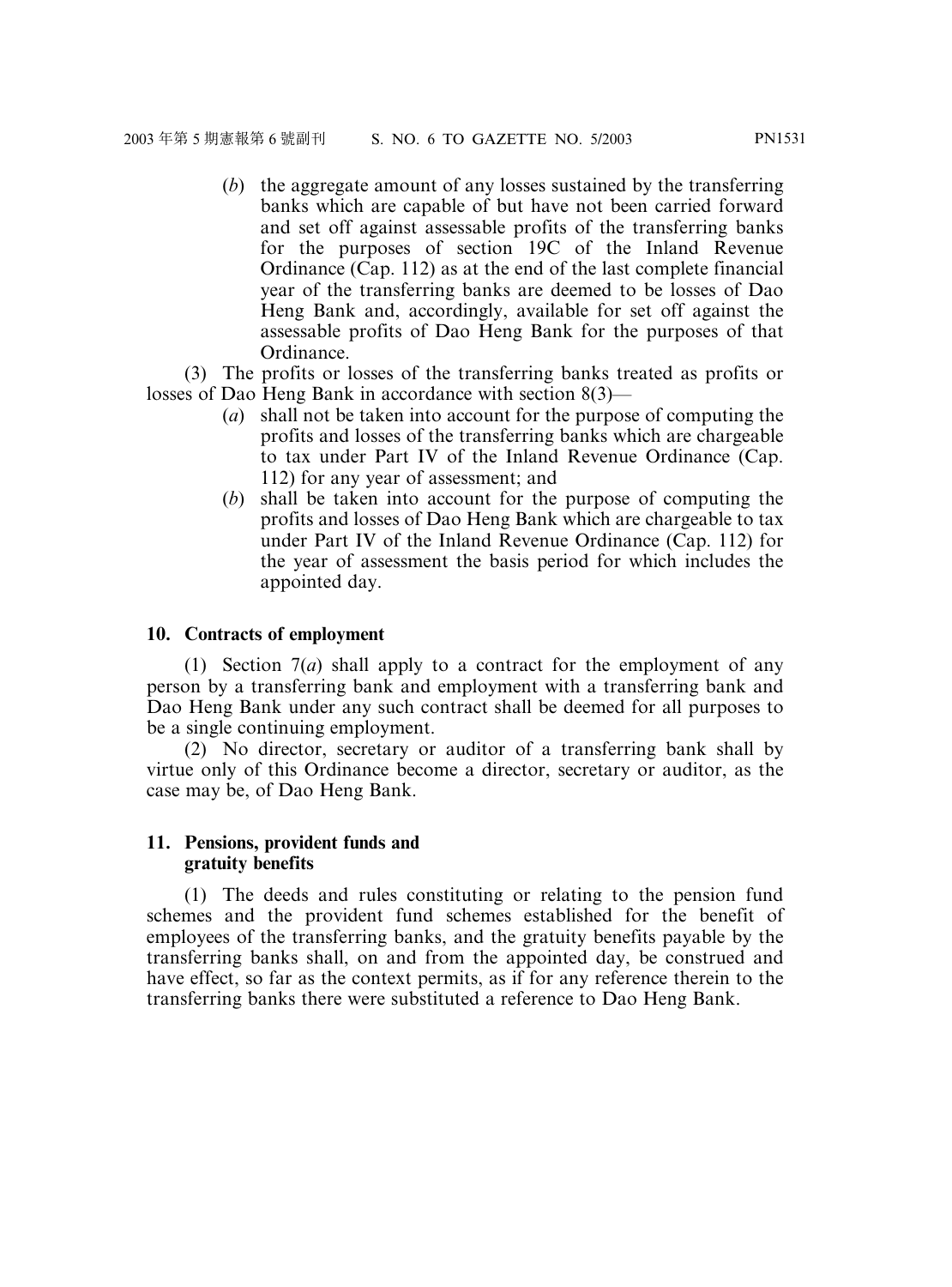(*b*) the aggregate amount of any losses sustained by the transferring banks which are capable of but have not been carried forward and set off against assessable profits of the transferring banks for the purposes of section 19C of the Inland Revenue Ordinance (Cap. 112) as at the end of the last complete financial year of the transferring banks are deemed to be losses of Dao Heng Bank and, accordingly, available for set off against the assessable profits of Dao Heng Bank for the purposes of that Ordinance.

(3) The profits or losses of the transferring banks treated as profits or losses of Dao Heng Bank in accordance with section 8(3)—

(*a*) shall not be taken into account for the purpose of computing the profits and losses of the transferring banks which are chargeable to tax under Part IV of the Inland Revenue Ordinance (Cap. 112) for any year of assessment; and

(*b*) shall be taken into account for the purpose of computing the profits and losses of Dao Heng Bank which are chargeable to tax under Part IV of the Inland Revenue Ordinance (Cap. 112) for the year of assessment the basis period for which includes the appointed day.

**10. Contracts of employment**

(1) Section 7(*a*) shall apply to a contract for the employment of any person by a transferring bank and employment with a transferring bank and Dao Heng Bank under any such contract shall be deemed for all purposes to be a single continuing employment.

(2) No director, secretary or auditor of a transferring bank shall by virtue only of this Ordinance become a director, secretary or auditor, as the case may be, of Dao Heng Bank.

**11. Pensions, provident funds and gratuity benefits**

(1) The deeds and rules constituting or relating to the pension fund schemes and the provident fund schemes established for the benefit of employees of the transferring banks, and the gratuity benefits payable by the transferring banks shall, on and from the appointed day, be construed and have effect, so far as the context permits, as if for any reference therein to the transferring banks there were substituted a reference to Dao Heng Bank.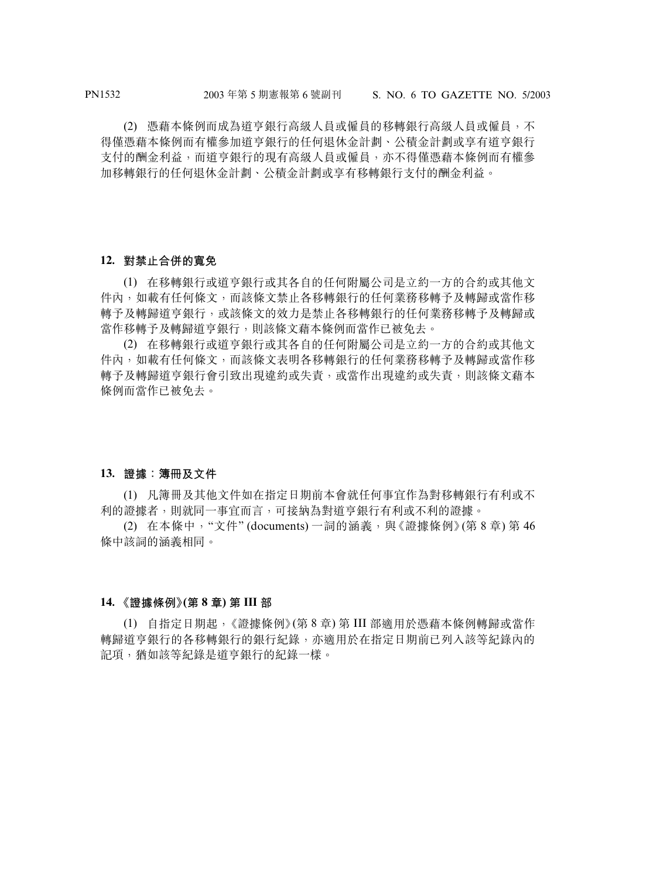(2) 憑藉本條例而成為道亨銀行高級人員或僱員的移轉銀行高級人員或僱員，不得僅憑藉本條例而有權參加道亨銀行的任何退休金計劃、公積金計劃或享有道亨銀行支付的酬金利益，而道亨銀行的現有高級人員或僱員，亦不得僅憑藉本條例而有權參加移轉銀行的任何退休金計劃、公積金計劃或享有移轉銀行支付的酬金利益。

### 12. 對禁止合併的寬免

(1) 在移轉銀行或道亨銀行或其各自的任何附屬公司是立約一方的合約或其他文件內，如載有任何條文，而該條文禁止各移轉銀行的任何業務移轉予及轉歸或當作移轉予及轉歸道亨銀行，或該條文的效力是禁止各移轉銀行的任何業務移轉予及轉歸或當作移轉予及轉歸道亨銀行，則該條文藉本條例而當作已被免去。

(2) 在移轉銀行或道亨銀行或其各自的任何附屬公司是立約一方的合約或其他文件內，如載有任何條文，而該條文表明各移轉銀行的任何業務移轉予及轉歸或當作移轉予及轉歸道亨銀行會引致出現違約或失責，或當作出現違約或失責，則該條文藉本條例而當作已被免去。

### 13. 證據：簿冊及文件

(1) 凡簿冊及其他文件如在指定日期前本會就任何事宜作為對移轉銀行有利或不利的證據者，則就同一事宜而言，可接納為對道亨銀行有利或不利的證據。

(2) 在本條中，"文件" (documents) 一詞的涵義，與《證據條例》(第 8 章) 第 46 條中該詞的涵義相同。

### 14. 《證據條例》(第 8 章) 第 III 部

(1) 自指定日期起，《證據條例》(第 8 章) 第 III 部適用於憑藉本條例轉歸或當作轉歸道亨銀行的各移轉銀行的銀行紀錄，亦適用於在指定日期前已列入該等紀錄內的記項，猶如該等紀錄是道亨銀行的紀錄一樣。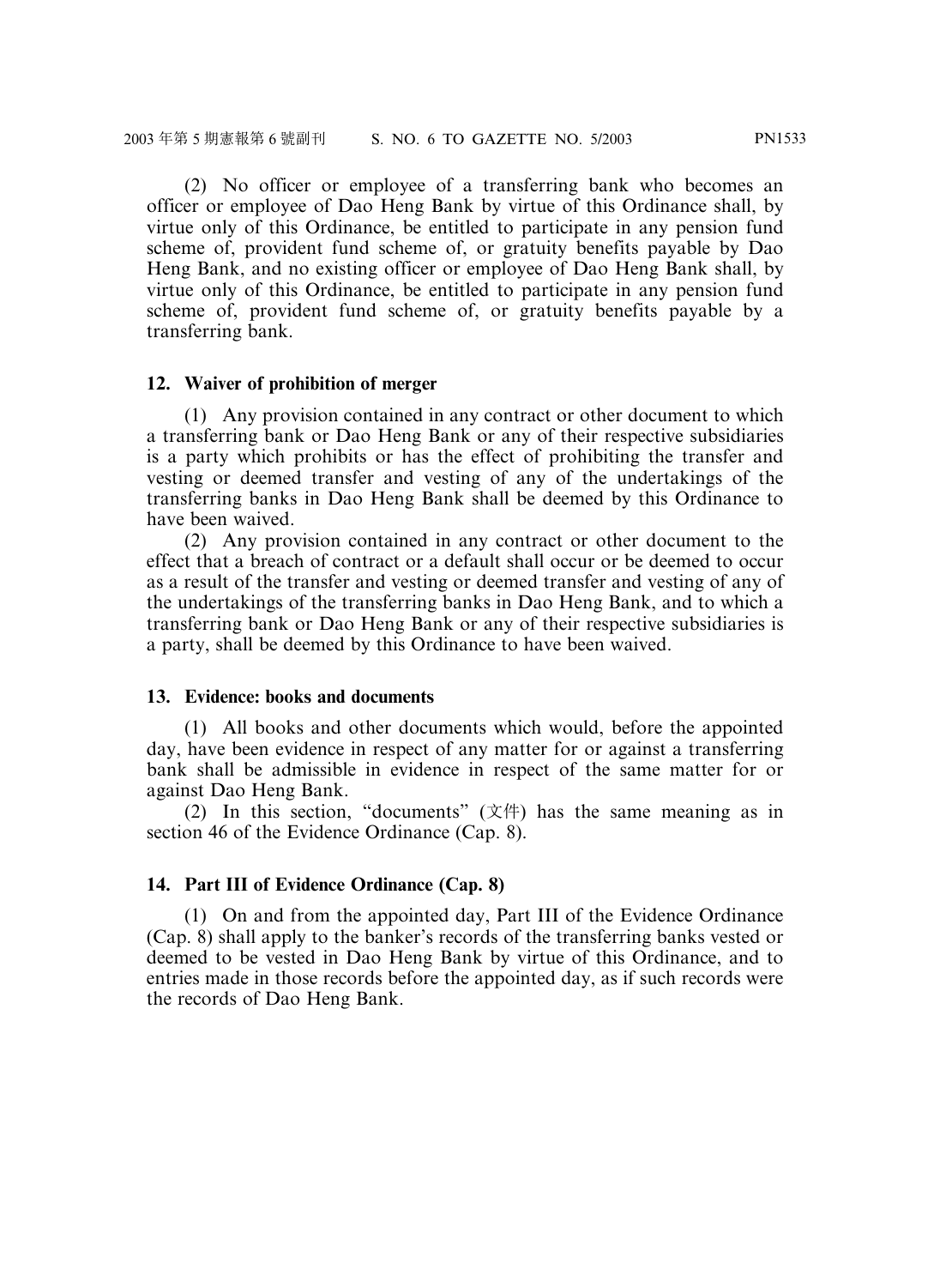(2) No officer or employee of a transferring bank who becomes an officer or employee of Dao Heng Bank by virtue of this Ordinance shall, by virtue only of this Ordinance, be entitled to participate in any pension fund scheme of, provident fund scheme of, or gratuity benefits payable by Dao Heng Bank, and no existing officer or employee of Dao Heng Bank shall, by virtue only of this Ordinance, be entitled to participate in any pension fund scheme of, provident fund scheme of, or gratuity benefits payable by a transferring bank.

**12. Waiver of prohibition of merger**

(1) Any provision contained in any contract or other document to which a transferring bank or Dao Heng Bank or any of their respective subsidiaries is a party which prohibits or has the effect of prohibiting the transfer and vesting or deemed transfer and vesting of any of the undertakings of the transferring banks in Dao Heng Bank shall be deemed by this Ordinance to have been waived.

(2) Any provision contained in any contract or other document to the effect that a breach of contract or a default shall occur or be deemed to occur as a result of the transfer and vesting or deemed transfer and vesting of any of the undertakings of the transferring banks in Dao Heng Bank, and to which a transferring bank or Dao Heng Bank or any of their respective subsidiaries is a party, shall be deemed by this Ordinance to have been waived.

**13. Evidence: books and documents**

(1) All books and other documents which would, before the appointed day, have been evidence in respect of any matter for or against a transferring bank shall be admissible in evidence in respect of the same matter for or against Dao Heng Bank.

(2) In this section, "documents" (文件) has the same meaning as in section 46 of the Evidence Ordinance (Cap. 8).

**14. Part III of Evidence Ordinance (Cap. 8)**

(1) On and from the appointed day, Part III of the Evidence Ordinance (Cap. 8) shall apply to the banker's records of the transferring banks vested or deemed to be vested in Dao Heng Bank by virtue of this Ordinance, and to entries made in those records before the appointed day, as if such records were the records of Dao Heng Bank.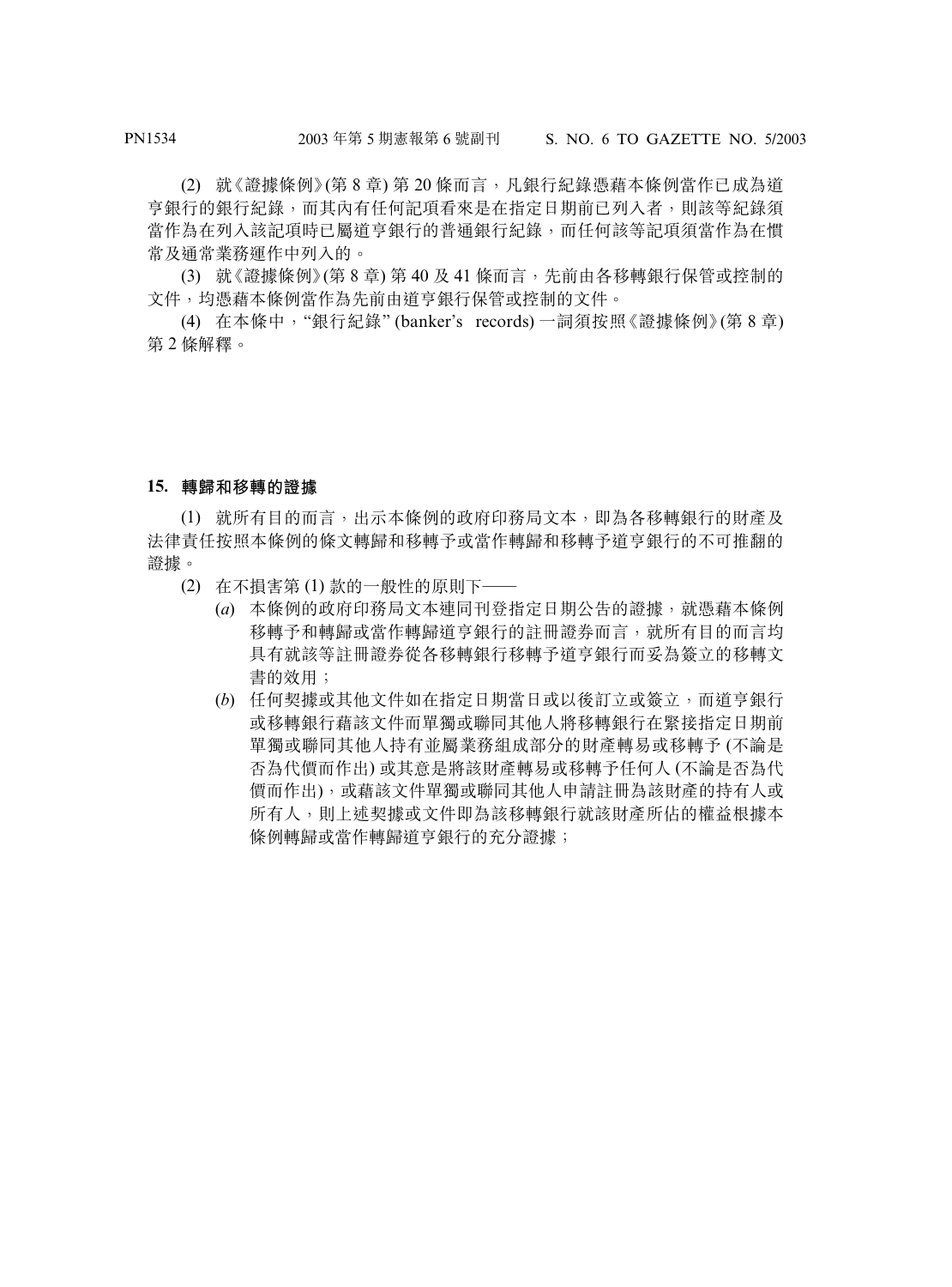(2) 就《證據條例》(第 8 章) 第 20 條而言，凡銀行紀錄憑藉本條例當作已成為道亨銀行的銀行紀錄，而其內有任何記項看來是在指定日期前已列入者，則該等紀錄須當作為在列入該記項時已屬道亨銀行的普通銀行紀錄，而任何該等記項須當作為在慣常及通常業務運作中列入的。

(3) 就《證據條例》(第 8 章) 第 40 及 41 條而言，先前由各移轉銀行保管或控制的文件，均憑藉本條例當作為先前由道亨銀行保管或控制的文件。

(4) 在本條中，“銀行紀錄” (banker's records) 一詞須按照《證據條例》(第 8 章) 第 2 條解釋。

**15. 轉歸和移轉的證據**

(1) 就所有目的而言，出示本條例的政府印務局文本，即為各移轉銀行的財產及法律責任按照本條例的條文轉歸和移轉予或當作轉歸和移轉予道亨銀行的不可推翻的證據。

(2) 在不損害第 (1) 款的一般性的原則下——

(*a*) 本條例的政府印務局文本連同刊登指定日期公告的證據，就憑藉本條例移轉予和轉歸或當作轉歸道亨銀行的註冊證券而言，就所有目的而言均具有就該等註冊證券從各移轉銀行移轉予道亨銀行而妥為簽立的移轉文書的效用；

(*b*) 任何契據或其他文件如在指定日期當日或以後訂立或簽立，而道亨銀行或移轉銀行藉該文件而單獨或聯同其他人將移轉銀行在緊接指定日期前單獨或聯同其他人持有並屬業務組成部分的財產轉易或移轉予 (不論是否為代價而作出) 或其意是將該財產轉易或移轉予任何人 (不論是否為代價而作出)，或藉該文件單獨或聯同其他人申請註冊為該財產的持有人或所有人，則上述契據或文件即為該移轉銀行就該財產所佔的權益根據本條例轉歸或當作轉歸道亨銀行的充分證據；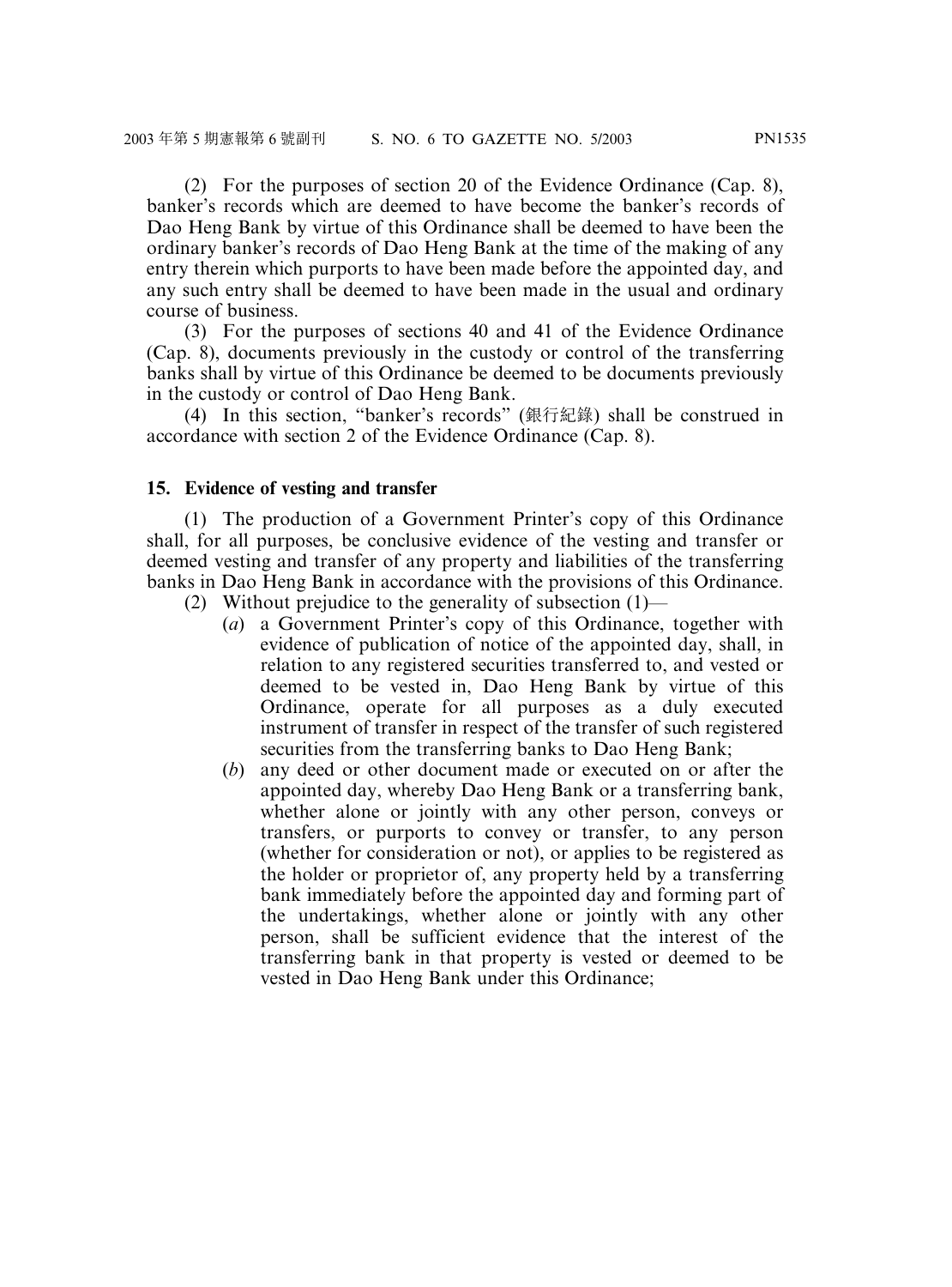(2) For the purposes of section 20 of the Evidence Ordinance (Cap. 8), banker's records which are deemed to have become the banker's records of Dao Heng Bank by virtue of this Ordinance shall be deemed to have been the ordinary banker's records of Dao Heng Bank at the time of the making of any entry therein which purports to have been made before the appointed day, and any such entry shall be deemed to have been made in the usual and ordinary course of business.

(3) For the purposes of sections 40 and 41 of the Evidence Ordinance (Cap. 8), documents previously in the custody or control of the transferring banks shall by virtue of this Ordinance be deemed to be documents previously in the custody or control of Dao Heng Bank.

(4) In this section, "banker's records" (銀行紀錄) shall be construed in accordance with section 2 of the Evidence Ordinance (Cap. 8).

**15. Evidence of vesting and transfer**

(1) The production of a Government Printer's copy of this Ordinance shall, for all purposes, be conclusive evidence of the vesting and transfer or deemed vesting and transfer of any property and liabilities of the transferring banks in Dao Heng Bank in accordance with the provisions of this Ordinance.

(2) Without prejudice to the generality of subsection (1)—

(*a*) a Government Printer's copy of this Ordinance, together with evidence of publication of notice of the appointed day, shall, in relation to any registered securities transferred to, and vested or deemed to be vested in, Dao Heng Bank by virtue of this Ordinance, operate for all purposes as a duly executed instrument of transfer in respect of the transfer of such registered securities from the transferring banks to Dao Heng Bank;

(*b*) any deed or other document made or executed on or after the appointed day, whereby Dao Heng Bank or a transferring bank, whether alone or jointly with any other person, conveys or transfers, or purports to convey or transfer, to any person (whether for consideration or not), or applies to be registered as the holder or proprietor of, any property held by a transferring bank immediately before the appointed day and forming part of the undertakings, whether alone or jointly with any other person, shall be sufficient evidence that the interest of the transferring bank in that property is vested or deemed to be vested in Dao Heng Bank under this Ordinance;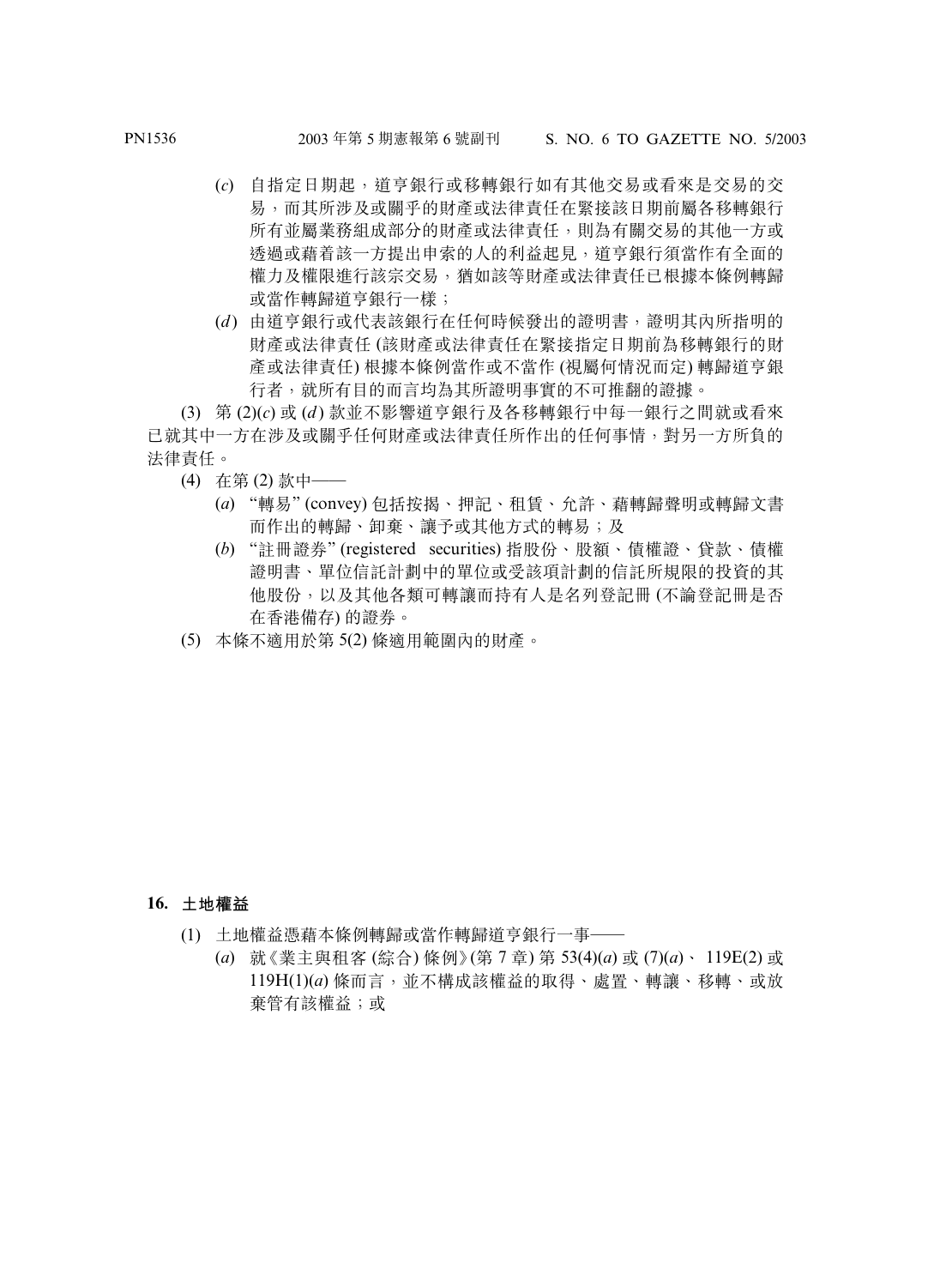(*c*) 自指定日期起，道亨銀行或移轉銀行如有其他交易或看來是交易的交易，而其所涉及或關乎的財產或法律責任在緊接該日期前屬各移轉銀行所有並屬業務組成部分的財產或法律責任，則為有關交易的其他一方或透過或藉着該一方提出申索的人的利益起見，道亨銀行須當作有全面的權力及權限進行該宗交易，猶如該等財產或法律責任已根據本條例轉歸或當作轉歸道亨銀行一樣；

(*d*) 由道亨銀行或代表該銀行在任何時候發出的證明書，證明其內所指明的財產或法律責任 (該財產或法律責任在緊接指定日期前為移轉銀行的財產或法律責任) 根據本條例當作或不當作 (視屬何情況而定) 轉歸道亨銀行者，就所有目的而言均為其所證明事實的不可推翻的證據。

(3) 第 (2)(*c*) 或 (*d*) 款並不影響道亨銀行及各移轉銀行中每一銀行之間就或看來已就其中一方在涉及或關乎任何財產或法律責任所作出的任何事情，對另一方所負的法律責任。

(4) 在第 (2) 款中——

(*a*) "轉易" (convey) 包括按揭、押記、租賃、允許、藉轉歸聲明或轉歸文書而作出的轉歸、卸棄、讓予或其他方式的轉易；及

(*b*) "註冊證券" (registered securities) 指股份、股額、債權證、貸款、債權證明書、單位信託計劃中的單位或受該項計劃的信託所規限的投資的其他股份，以及其他各類可轉讓而持有人是名列登記冊 (不論登記冊是否在香港備存) 的證券。

(5) 本條不適用於第 5(2) 條適用範圍內的財產。

**16. 土地權益**

(1) 土地權益憑藉本條例轉歸或當作轉歸道亨銀行一事——

(*a*) 就《業主與租客 (綜合) 條例》(第 7 章) 第 53(4)(*a*) 或 (7)(*a*)、 119E(2) 或 119H(1)(*a*) 條而言，並不構成該權益的取得、處置、轉讓、移轉、或放棄管有該權益；或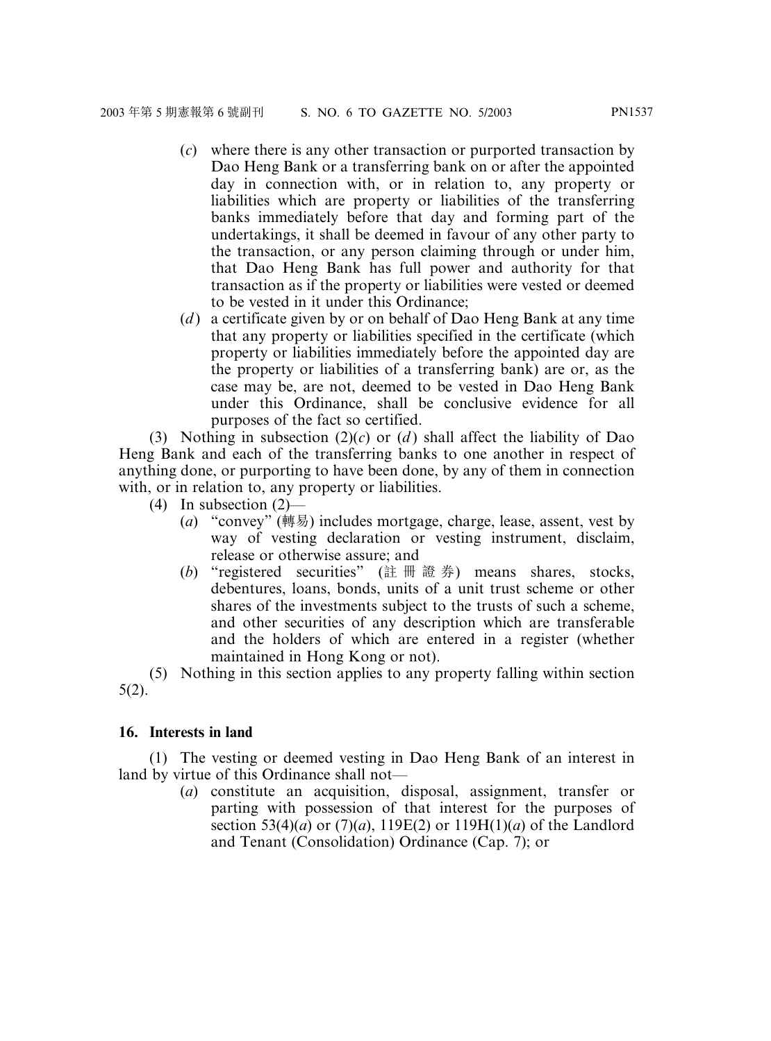(*c*) where there is any other transaction or purported transaction by Dao Heng Bank or a transferring bank on or after the appointed day in connection with, or in relation to, any property or liabilities which are property or liabilities of the transferring banks immediately before that day and forming part of the undertakings, it shall be deemed in favour of any other party to the transaction, or any person claiming through or under him, that Dao Heng Bank has full power and authority for that transaction as if the property or liabilities were vested or deemed to be vested in it under this Ordinance;

(*d*) a certificate given by or on behalf of Dao Heng Bank at any time that any property or liabilities specified in the certificate (which property or liabilities immediately before the appointed day are the property or liabilities of a transferring bank) are or, as the case may be, are not, deemed to be vested in Dao Heng Bank under this Ordinance, shall be conclusive evidence for all purposes of the fact so certified.

(3) Nothing in subsection (2)(*c*) or (*d*) shall affect the liability of Dao Heng Bank and each of the transferring banks to one another in respect of anything done, or purporting to have been done, by any of them in connection with, or in relation to, any property or liabilities.

(4) In subsection (2)—

(*a*) "convey" (轉易) includes mortgage, charge, lease, assent, vest by way of vesting declaration or vesting instrument, disclaim, release or otherwise assure; and

(*b*) "registered securities" (註 冊 證 券) means shares, stocks, debentures, loans, bonds, units of a unit trust scheme or other shares of the investments subject to the trusts of such a scheme, and other securities of any description which are transferable and the holders of which are entered in a register (whether maintained in Hong Kong or not).

(5) Nothing in this section applies to any property falling within section 5(2).

**16. Interests in land**

(1) The vesting or deemed vesting in Dao Heng Bank of an interest in land by virtue of this Ordinance shall not—

(*a*) constitute an acquisition, disposal, assignment, transfer or parting with possession of that interest for the purposes of section 53(4)(*a*) or (7)(*a*), 119E(2) or 119H(1)(*a*) of the Landlord and Tenant (Consolidation) Ordinance (Cap. 7); or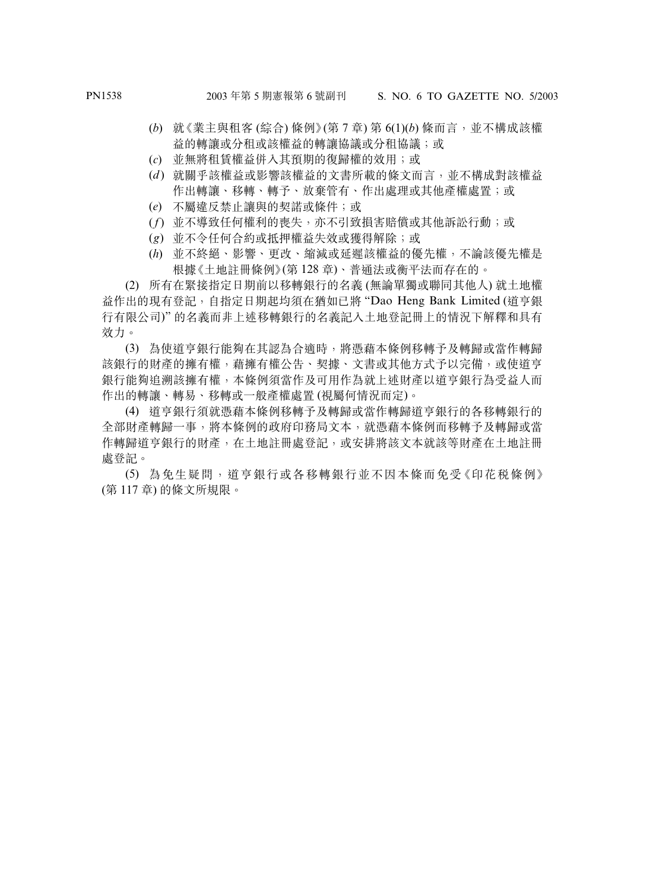(*b*) 就《業主與租客 (綜合) 條例》(第 7 章) 第 6(1)(*b*) 條而言，並不構成該權益的轉讓或分租或該權益的轉讓協議或分租協議；或

(*c*) 並無將租賃權益併入其預期的復歸權的效用；或

(*d*) 就關乎該權益或影響該權益的文書所載的條文而言，並不構成對該權益作出轉讓、移轉、轉予、放棄管有、作出處理或其他產權處置；或

(*e*) 不屬違反禁止讓與的契諾或條件；或

(*f*) 並不導致任何權利的喪失，亦不引致損害賠償或其他訴訟行動；或

(*g*) 並不令任何合約或抵押權益失效或獲得解除；或

(*h*) 並不終絕、影響、更改、縮減或延遲該權益的優先權，不論該優先權是根據《土地註冊條例》(第 128 章)、普通法或衡平法而存在的。

(2) 所有在緊接指定日期前以移轉銀行的名義 (無論單獨或聯同其他人) 就土地權益作出的現有登記，自指定日期起均須在猶如已將 “Dao Heng Bank Limited (道亨銀行有限公司)” 的名義而非上述移轉銀行的名義記入土地登記冊上的情況下解釋和具有效力。

(3) 為使道亨銀行能夠在其認為合適時，將憑藉本條例移轉予及轉歸或當作轉歸該銀行的財產的擁有權，藉擁有權公告、契據、文書或其他方式予以完備，或使道亨銀行能夠追溯該擁有權，本條例須當作及可用作為就上述財產以道亨銀行為受益人而作出的轉讓、轉易、移轉或一般產權處置 (視屬何情況而定)。

(4) 道亨銀行須就憑藉本條例移轉予及轉歸或當作轉歸道亨銀行的各移轉銀行的全部財產轉歸一事，將本條例的政府印務局文本，就憑藉本條例而移轉予及轉歸或當作轉歸道亨銀行的財產，在土地註冊處登記，或安排將該文本就該等財產在土地註冊處登記。

(5) 為免生疑問，道亨銀行或各移轉銀行並不因本條而免受《印花稅條例》(第 117 章) 的條文所規限。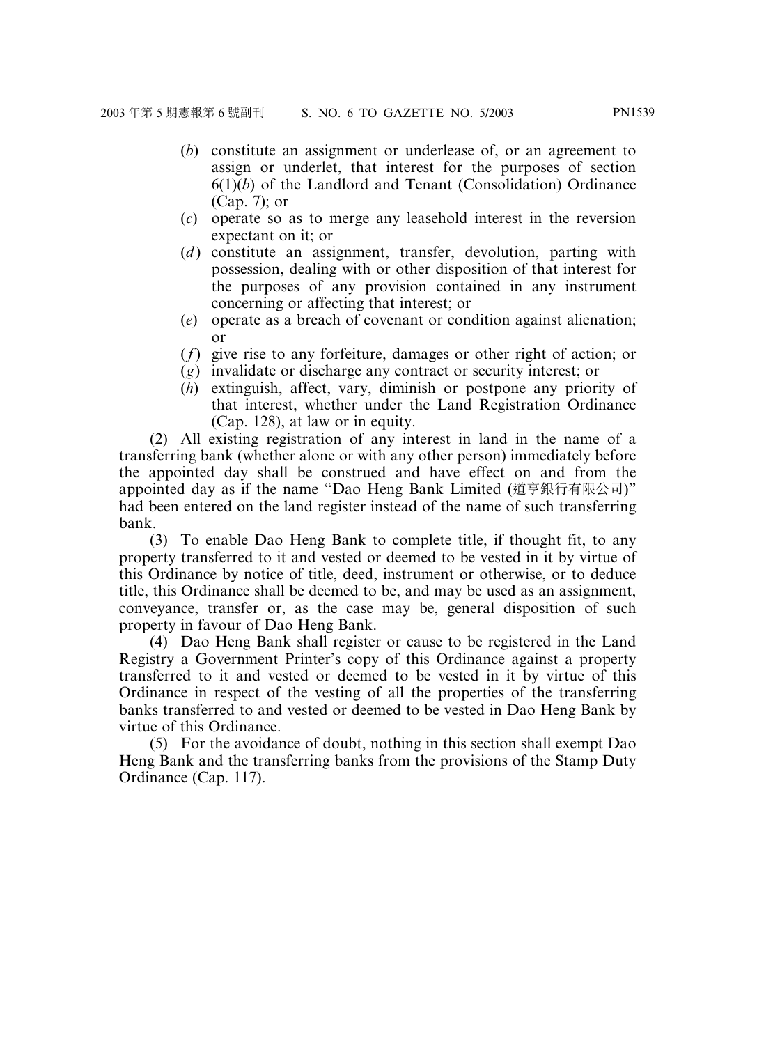(*b*) constitute an assignment or underlease of, or an agreement to assign or underlet, that interest for the purposes of section 6(1)(*b*) of the Landlord and Tenant (Consolidation) Ordinance (Cap. 7); or

(*c*) operate so as to merge any leasehold interest in the reversion expectant on it; or

(*d*) constitute an assignment, transfer, devolution, parting with possession, dealing with or other disposition of that interest for the purposes of any provision contained in any instrument concerning or affecting that interest; or

(*e*) operate as a breach of covenant or condition against alienation; or

(*f*) give rise to any forfeiture, damages or other right of action; or

(*g*) invalidate or discharge any contract or security interest; or

(*h*) extinguish, affect, vary, diminish or postpone any priority of that interest, whether under the Land Registration Ordinance (Cap. 128), at law or in equity.

(2) All existing registration of any interest in land in the name of a transferring bank (whether alone or with any other person) immediately before the appointed day shall be construed and have effect on and from the appointed day as if the name "Dao Heng Bank Limited (道亨銀行有限公司)" had been entered on the land register instead of the name of such transferring bank.

(3) To enable Dao Heng Bank to complete title, if thought fit, to any property transferred to it and vested or deemed to be vested in it by virtue of this Ordinance by notice of title, deed, instrument or otherwise, or to deduce title, this Ordinance shall be deemed to be, and may be used as an assignment, conveyance, transfer or, as the case may be, general disposition of such property in favour of Dao Heng Bank.

(4) Dao Heng Bank shall register or cause to be registered in the Land Registry a Government Printer's copy of this Ordinance against a property transferred to it and vested or deemed to be vested in it by virtue of this Ordinance in respect of the vesting of all the properties of the transferring banks transferred to and vested or deemed to be vested in Dao Heng Bank by virtue of this Ordinance.

(5) For the avoidance of doubt, nothing in this section shall exempt Dao Heng Bank and the transferring banks from the provisions of the Stamp Duty Ordinance (Cap. 117).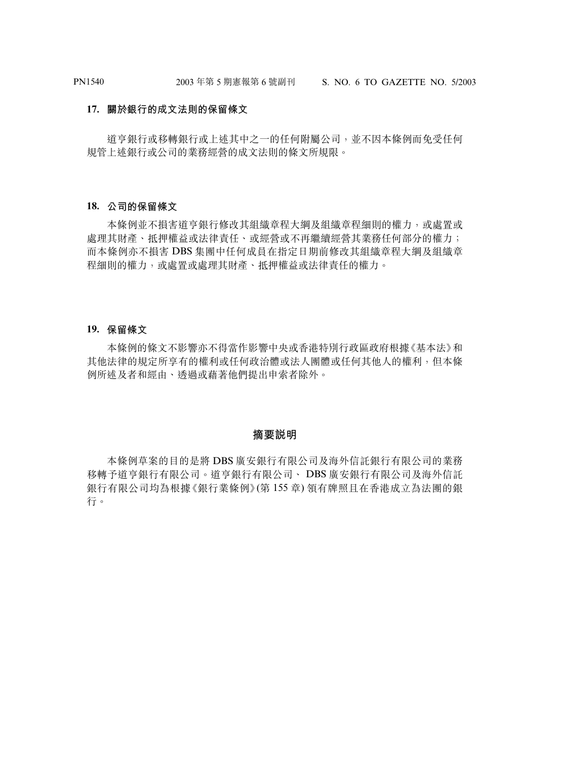### 17. 關於銀行的成文法則的保留條文

道亨銀行或移轉銀行或上述其中之一的任何附屬公司，並不因本條例而免受任何規管上述銀行或公司的業務經營的成文法則的條文所規限。

### 18. 公司的保留條文

本條例並不損害道亨銀行修改其組織章程大綱及組織章程細則的權力，或處置或處理其財產、抵押權益或法律責任、或經營或不再繼續經營其業務任何部分的權力；而本條例亦不損害 DBS 集團中任何成員在指定日期前修改其組織章程大綱及組織章程細則的權力，或處置或處理其財產、抵押權益或法律責任的權力。

### 19. 保留條文

本條例的條文不影響亦不得當作影響中央或香港特別行政區政府根據《基本法》和其他法律的規定所享有的權利或任何政治體或法人團體或任何其他人的權利，但本條例所述及者和經由、透過或藉著他們提出申索者除外。

## 摘要說明

本條例草案的目的是將 DBS 廣安銀行有限公司及海外信託銀行有限公司的業務移轉予道亨銀行有限公司。道亨銀行有限公司、 DBS 廣安銀行有限公司及海外信託銀行有限公司均為根據《銀行業條例》(第 155 章) 領有牌照且在香港成立為法團的銀行。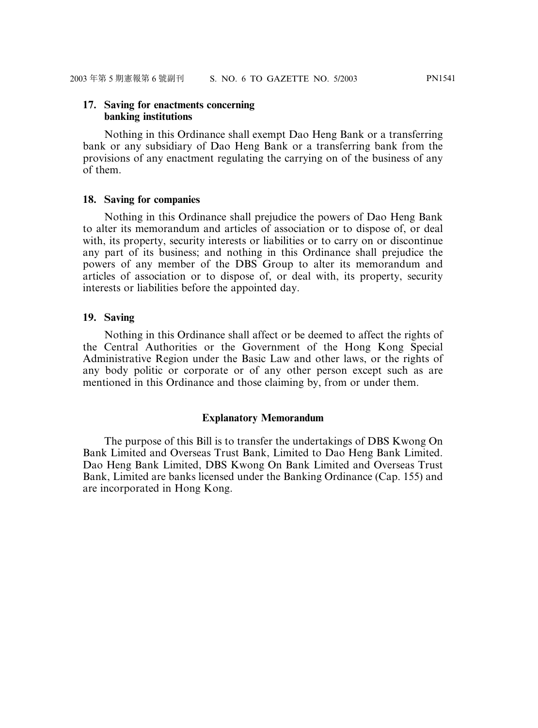### 17. Saving for enactments concerning banking institutions

Nothing in this Ordinance shall exempt Dao Heng Bank or a transferring bank or any subsidiary of Dao Heng Bank or a transferring bank from the provisions of any enactment regulating the carrying on of the business of any of them.

### 18. Saving for companies

Nothing in this Ordinance shall prejudice the powers of Dao Heng Bank to alter its memorandum and articles of association or to dispose of, or deal with, its property, security interests or liabilities or to carry on or discontinue any part of its business; and nothing in this Ordinance shall prejudice the powers of any member of the DBS Group to alter its memorandum and articles of association or to dispose of, or deal with, its property, security interests or liabilities before the appointed day.

### 19. Saving

Nothing in this Ordinance shall affect or be deemed to affect the rights of the Central Authorities or the Government of the Hong Kong Special Administrative Region under the Basic Law and other laws, or the rights of any body politic or corporate or of any other person except such as are mentioned in this Ordinance and those claiming by, from or under them.

## Explanatory Memorandum

The purpose of this Bill is to transfer the undertakings of DBS Kwong On Bank Limited and Overseas Trust Bank, Limited to Dao Heng Bank Limited. Dao Heng Bank Limited, DBS Kwong On Bank Limited and Overseas Trust Bank, Limited are banks licensed under the Banking Ordinance (Cap. 155) and are incorporated in Hong Kong.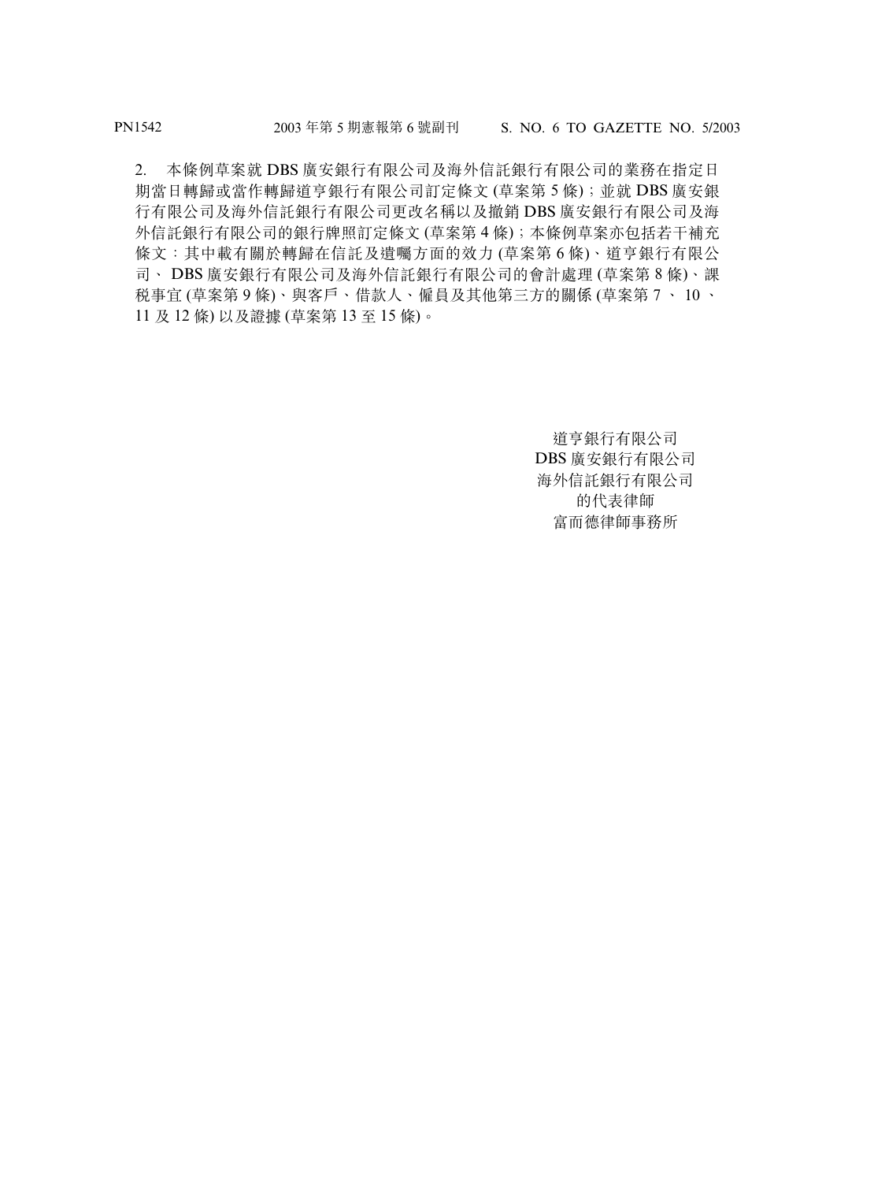2. 本條例草案就 DBS 廣安銀行有限公司及海外信託銀行有限公司的業務在指定日期當日轉歸或當作轉歸道亨銀行有限公司訂定條文 (草案第 5 條)；並就 DBS 廣安銀行有限公司及海外信託銀行有限公司更改名稱以及撤銷 DBS 廣安銀行有限公司及海外信託銀行有限公司的銀行牌照訂定條文 (草案第 4 條)；本條例草案亦包括若干補充條文：其中載有關於轉歸在信託及遺囑方面的效力 (草案第 6 條)、道亨銀行有限公司、 DBS 廣安銀行有限公司及海外信託銀行有限公司的會計處理 (草案第 8 條)、課税事宜 (草案第 9 條)、與客戶、借款人、僱員及其他第三方的關係 (草案第 7 、 10 、 11 及 12 條) 以及證據 (草案第 13 至 15 條)。

道亨銀行有限公司
DBS 廣安銀行有限公司
海外信託銀行有限公司
的代表律師
富而德律師事務所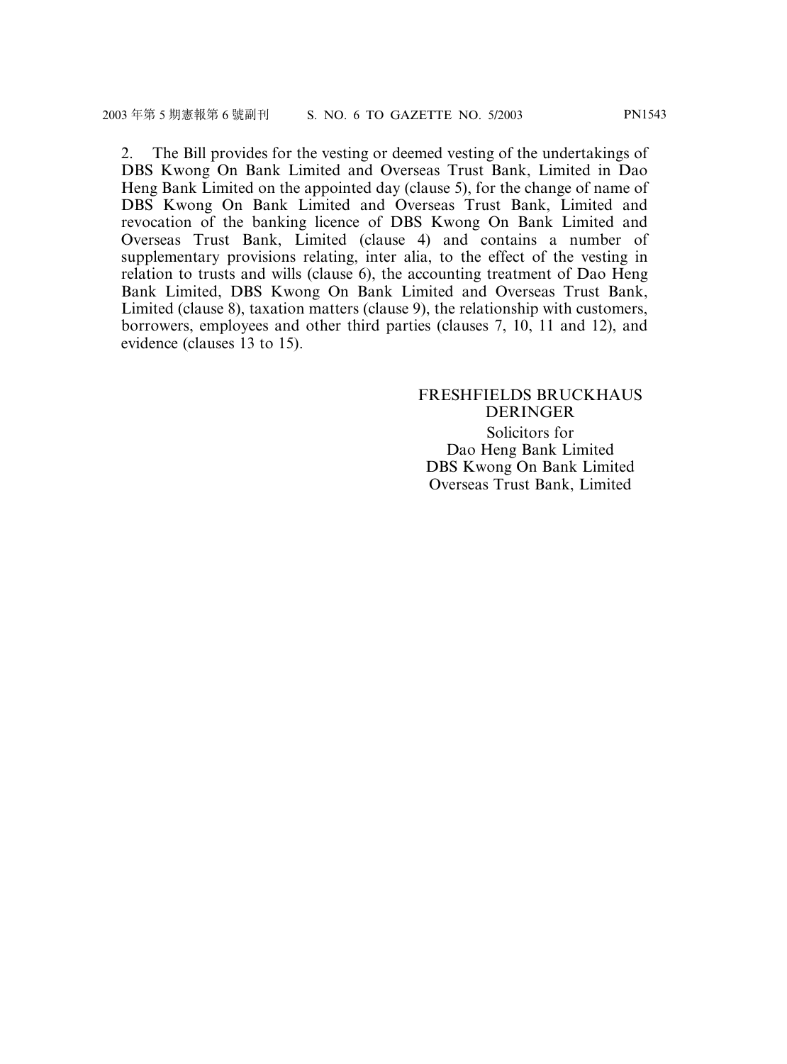2. The Bill provides for the vesting or deemed vesting of the undertakings of DBS Kwong On Bank Limited and Overseas Trust Bank, Limited in Dao Heng Bank Limited on the appointed day (clause 5), for the change of name of DBS Kwong On Bank Limited and Overseas Trust Bank, Limited and revocation of the banking licence of DBS Kwong On Bank Limited and Overseas Trust Bank, Limited (clause 4) and contains a number of supplementary provisions relating, inter alia, to the effect of the vesting in relation to trusts and wills (clause 6), the accounting treatment of Dao Heng Bank Limited, DBS Kwong On Bank Limited and Overseas Trust Bank, Limited (clause 8), taxation matters (clause 9), the relationship with customers, borrowers, employees and other third parties (clauses 7, 10, 11 and 12), and evidence (clauses 13 to 15).

FRESHFIELDS BRUCKHAUS DERINGER
Solicitors for
Dao Heng Bank Limited
DBS Kwong On Bank Limited
Overseas Trust Bank, Limited